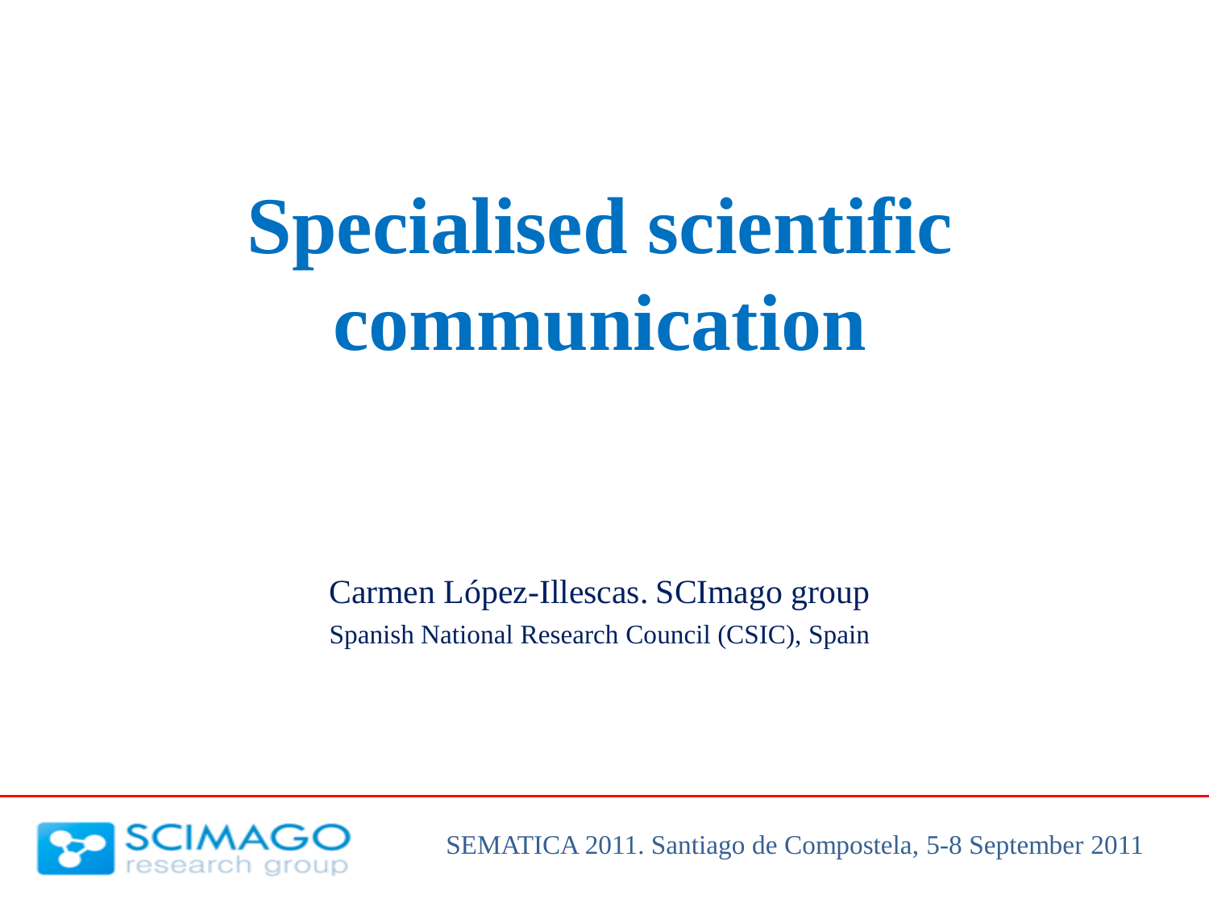# Specialised scientific communication

Carmen López-Illescas. SCImago group

Spanish National Research Council (CSIC), Spain

SCIMAGO research group

SEMATICA 2011. Santiago de Compostela, 5-8 September 2011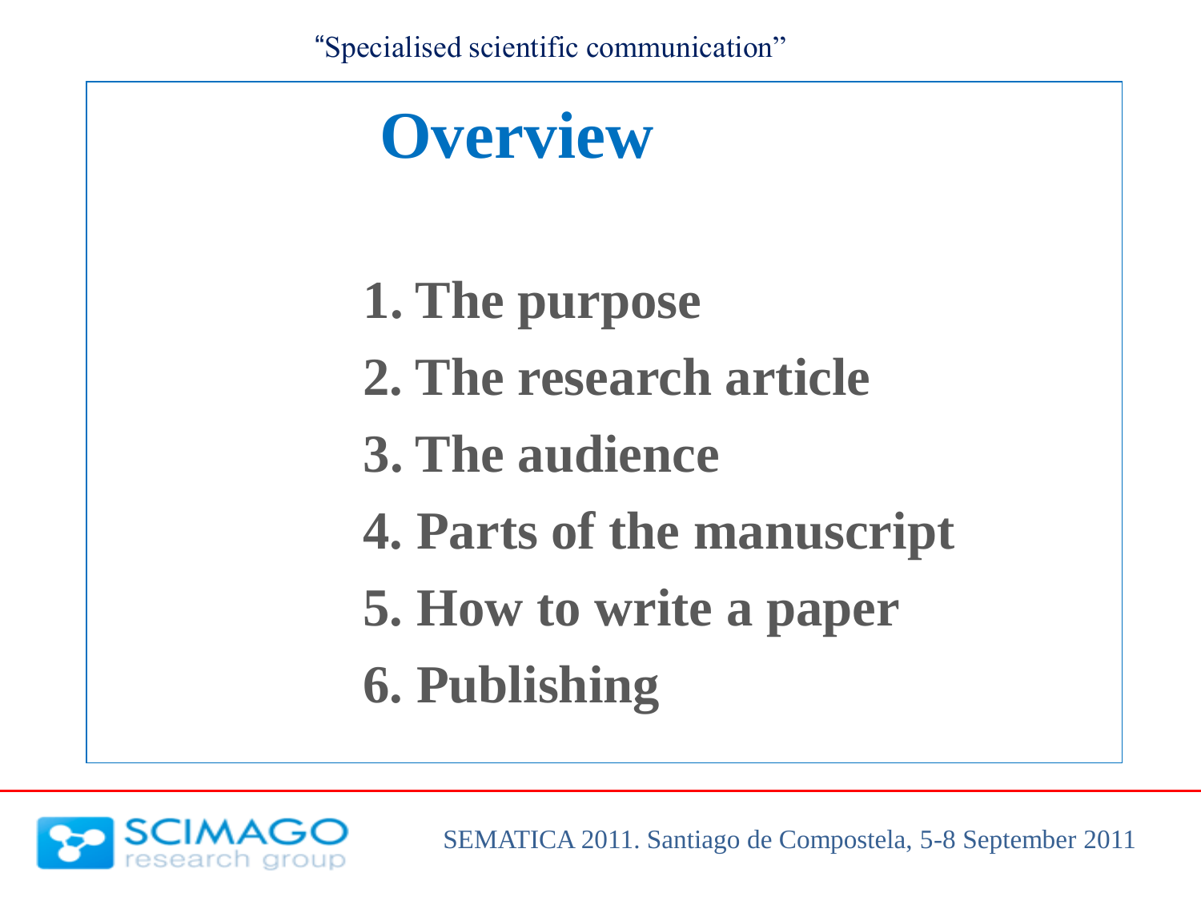# Overview

1. The purpose
2. The research article
3. The audience
4. Parts of the manuscript
5. How to write a paper
6. Publishing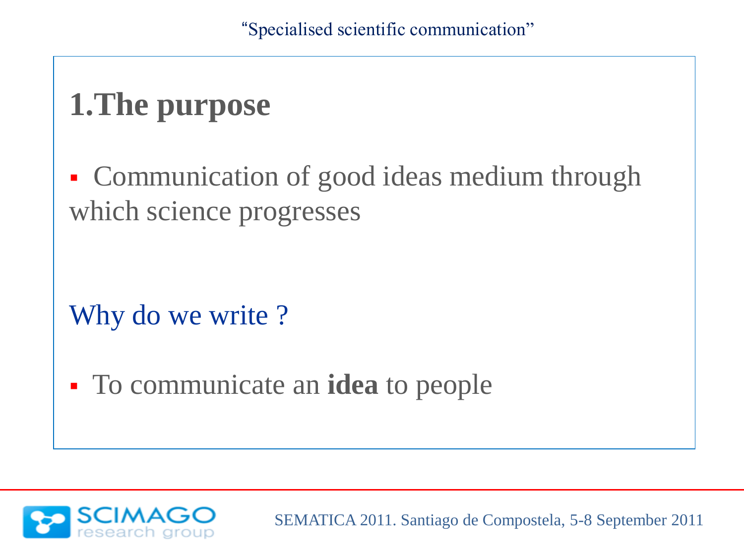## 1.The purpose

- Communication of good ideas medium through which science progresses

Why do we write ?

- To communicate an **idea** to people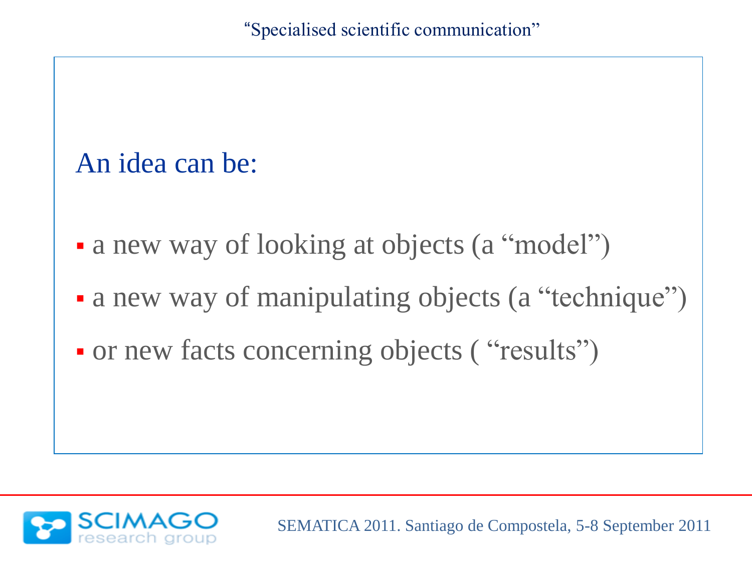An idea can be:

- a new way of looking at objects (a “model”)
- a new way of manipulating objects (a “technique”)
- or new facts concerning objects ( “results”)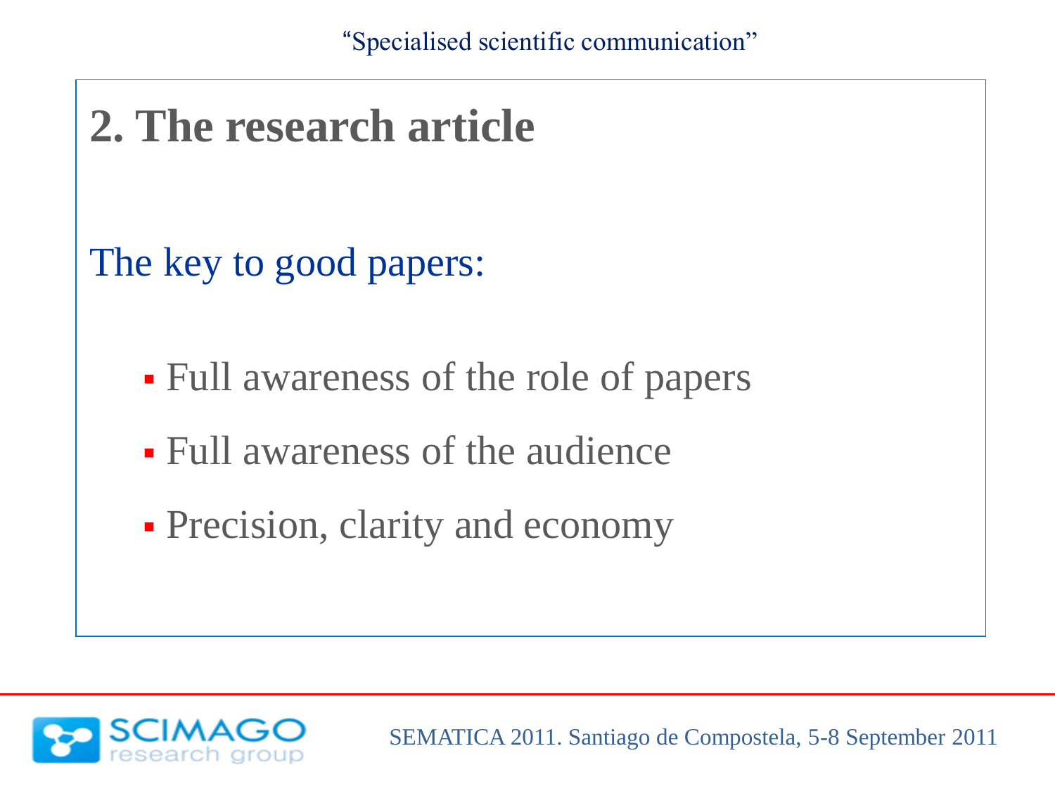## 2. The research article

The key to good papers:

- Full awareness of the role of papers
- Full awareness of the audience
- Precision, clarity and economy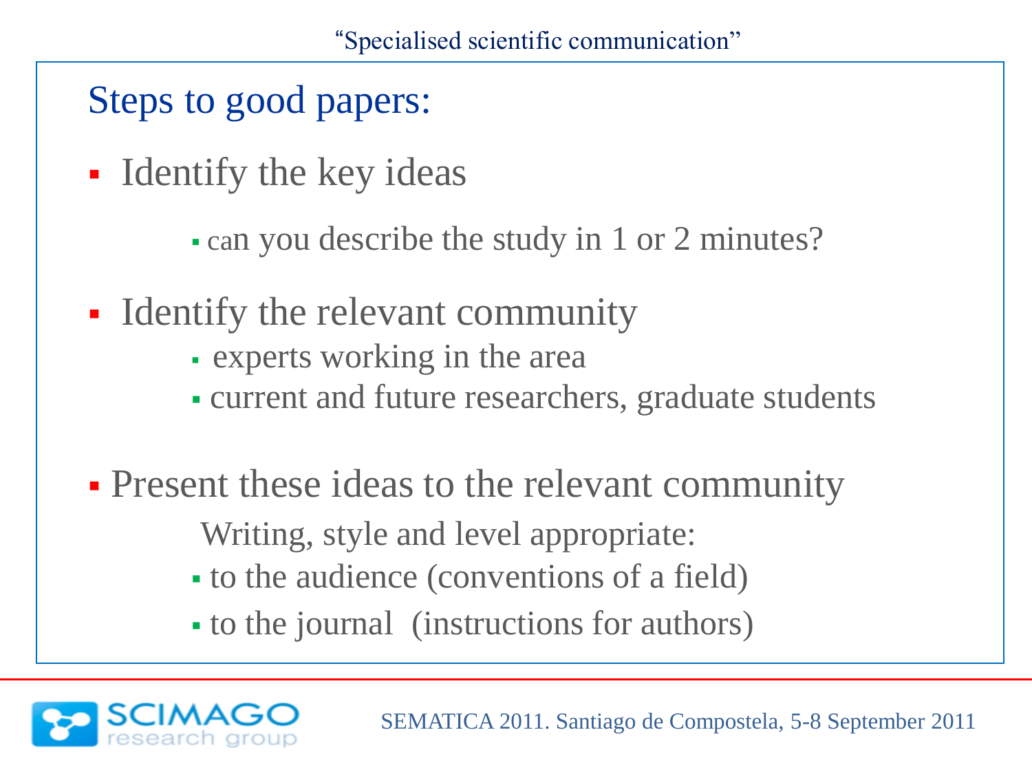## Steps to good papers:

- Identify the key ideas
  - can you describe the study in 1 or 2 minutes?
- Identify the relevant community
  - experts working in the area
  - current and future researchers, graduate students
- Present these ideas to the relevant community

  Writing, style and level appropriate:
  - to the audience (conventions of a field)
  - to the journal (instructions for authors)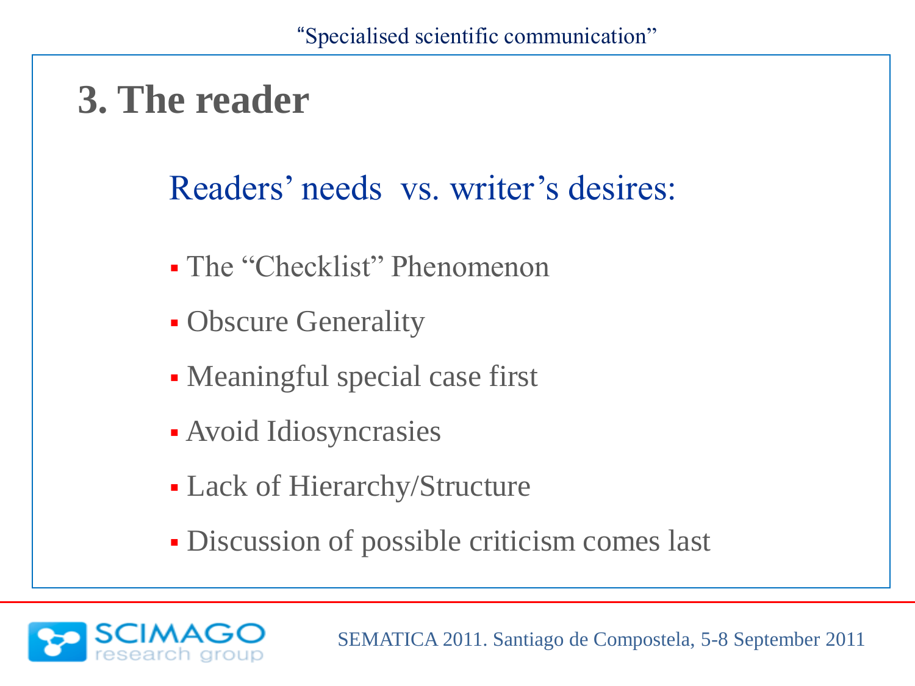## 3. The reader

### Readers' needs vs. writer's desires:

- The "Checklist" Phenomenon
- Obscure Generality
- Meaningful special case first
- Avoid Idiosyncrasies
- Lack of Hierarchy/Structure
- Discussion of possible criticism comes last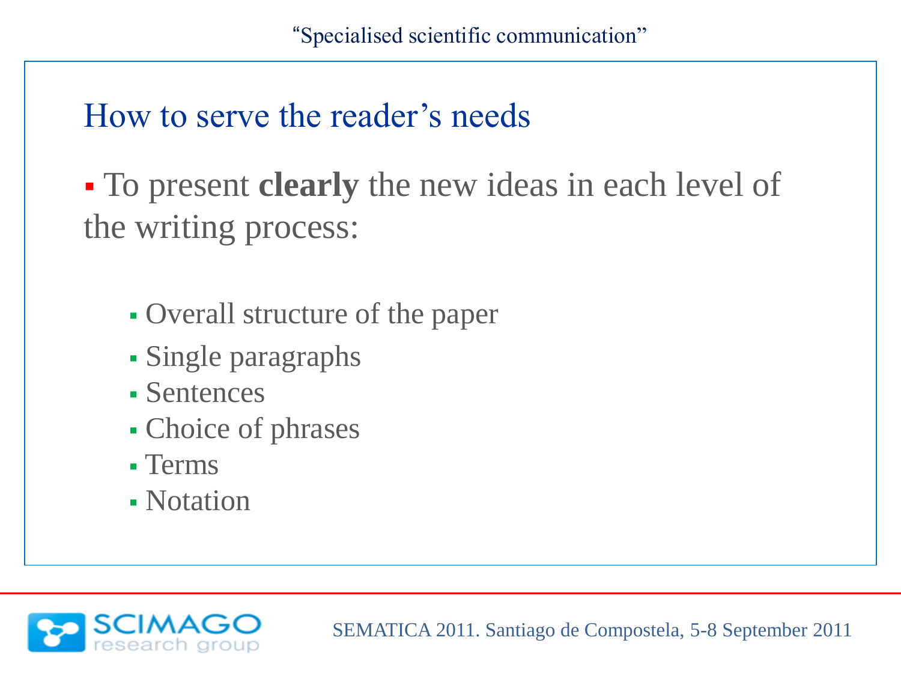## How to serve the reader's needs

- To present **clearly** the new ideas in each level of the writing process:
  - Overall structure of the paper
  - Single paragraphs
  - Sentences
  - Choice of phrases
  - Terms
  - Notation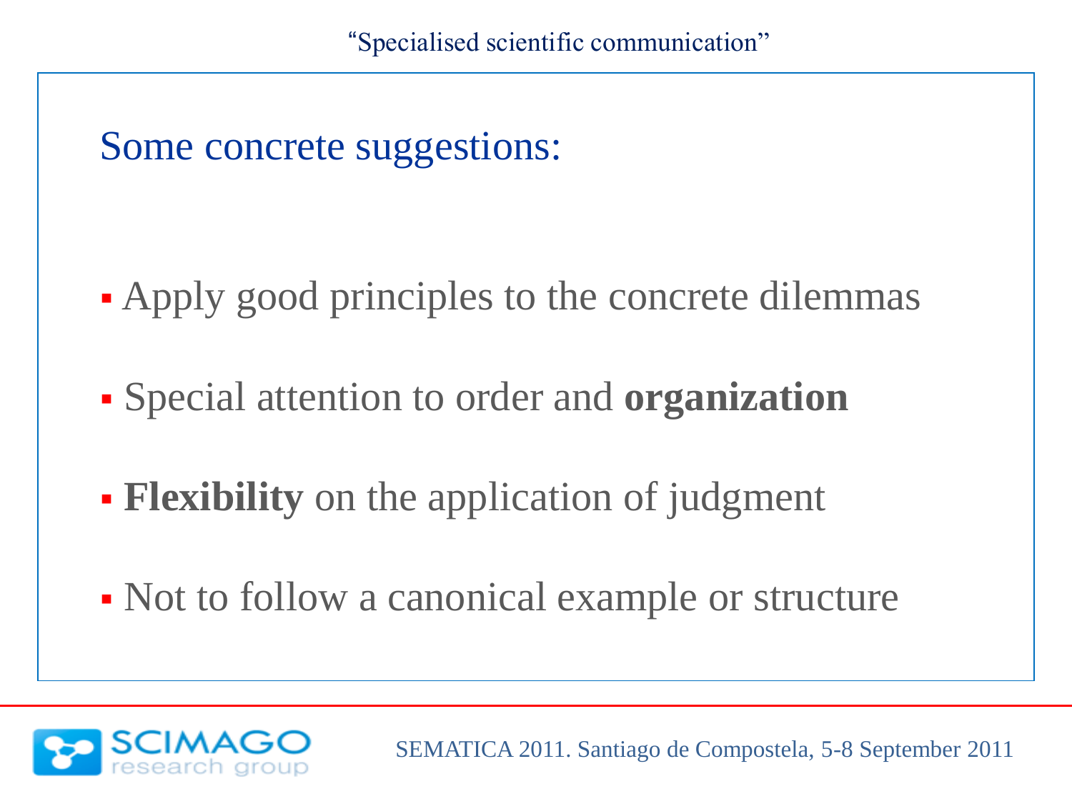## Some concrete suggestions:

- Apply good principles to the concrete dilemmas
- Special attention to order and **organization**
- **Flexibility** on the application of judgment
- Not to follow a canonical example or structure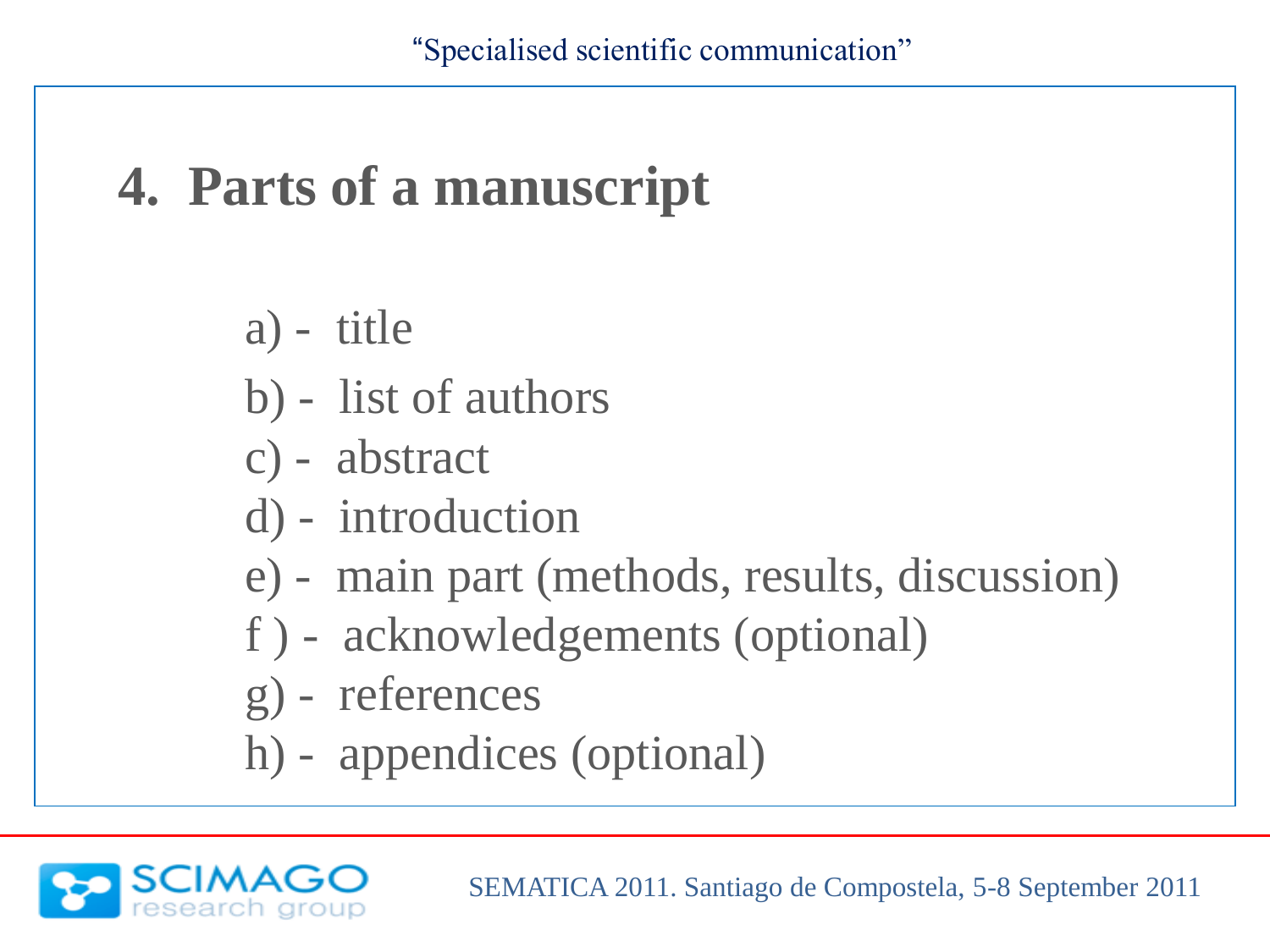## 4. Parts of a manuscript

a) - title
b) - list of authors
c) - abstract
d) - introduction
e) - main part (methods, results, discussion)
f ) - acknowledgements (optional)
g) - references
h) - appendices (optional)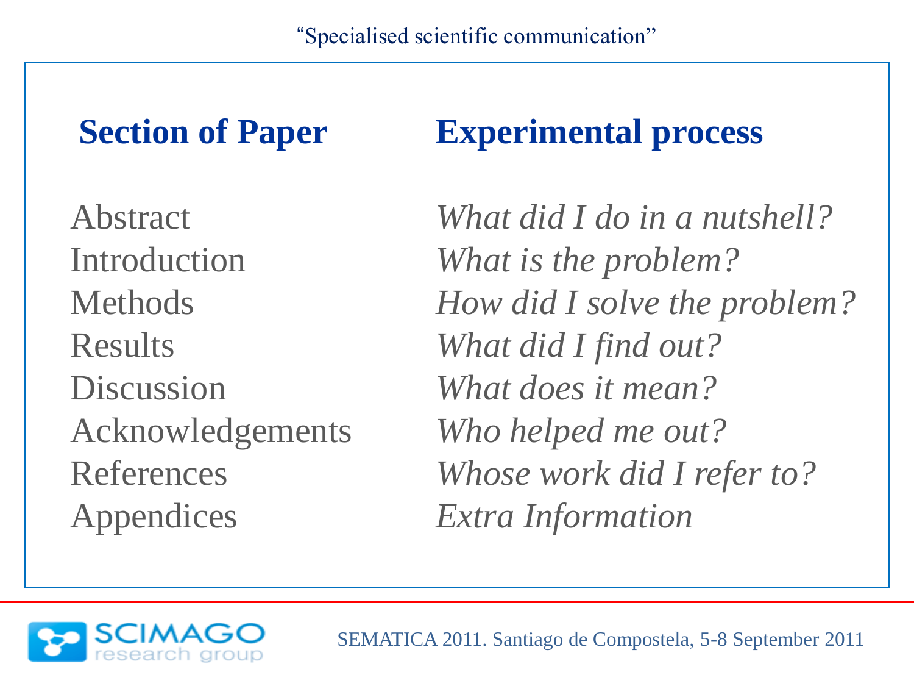| Section of Paper | Experimental process |
| --- | --- |
| Abstract | *What did I do in a nutshell?* |
| Introduction | *What is the problem?* |
| Methods | *How did I solve the problem?* |
| Results | *What did I find out?* |
| Discussion | *What does it mean?* |
| Acknowledgements | *Who helped me out?* |
| References | *Whose work did I refer to?* |
| Appendices | *Extra Information* |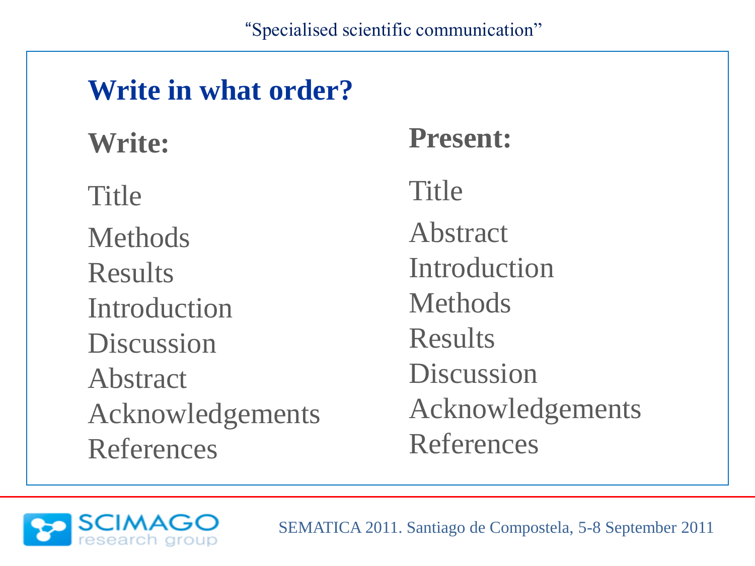## Write in what order?

| Write: | Present: |
| --- | --- |
| Title | Title |
| Methods | Abstract |
| Results | Introduction |
| Introduction | Methods |
| Discussion | Results |
| Abstract | Discussion |
| Acknowledgements | Acknowledgements |
| References | References |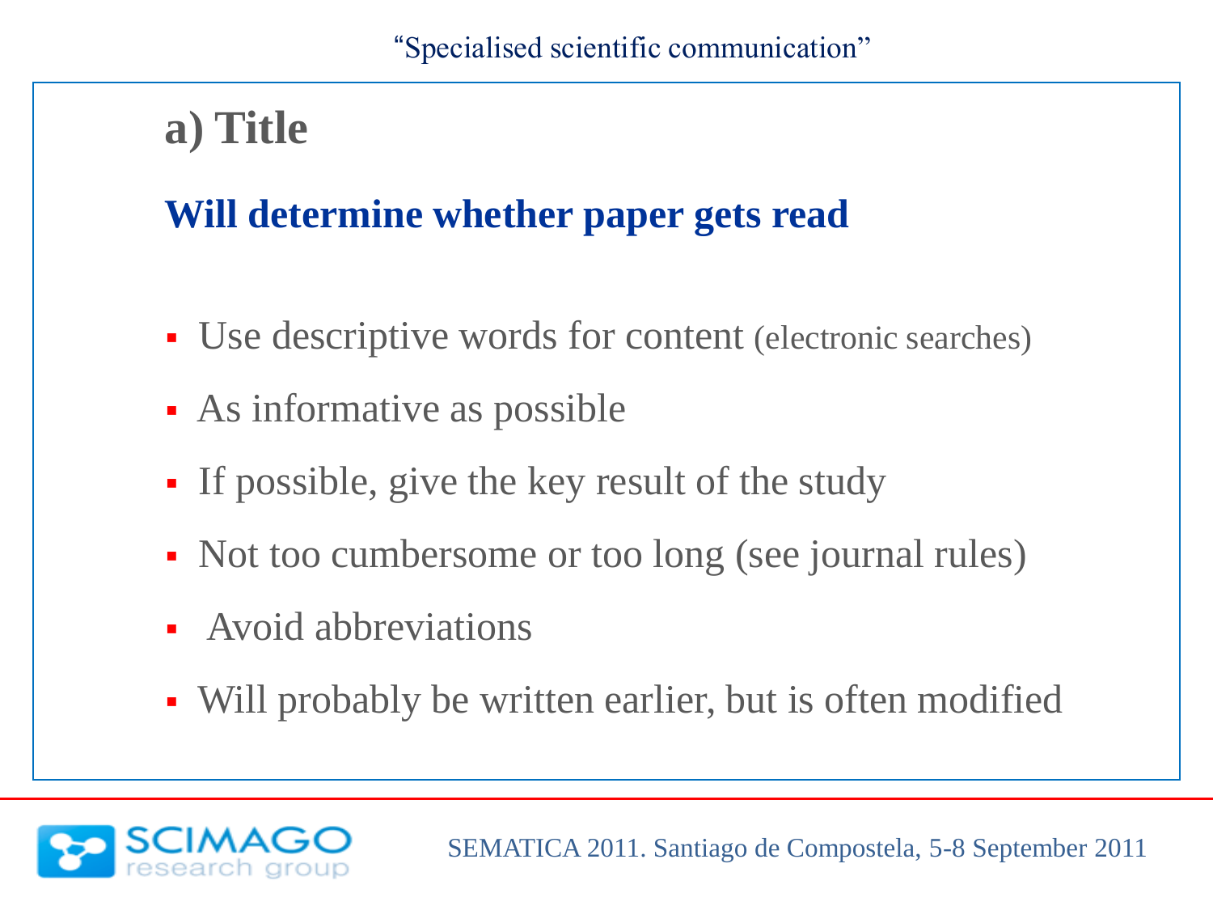## a) Title

**Will determine whether paper gets read**

- Use descriptive words for content (electronic searches)
- As informative as possible
- If possible, give the key result of the study
- Not too cumbersome or too long (see journal rules)
- Avoid abbreviations
- Will probably be written earlier, but is often modified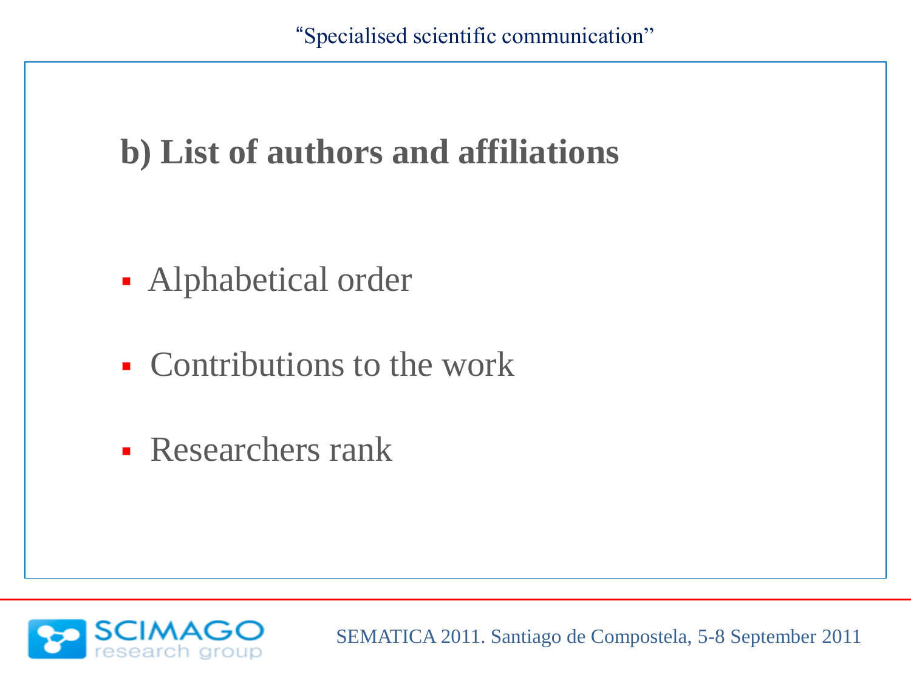## b) List of authors and affiliations

- Alphabetical order
- Contributions to the work
- Researchers rank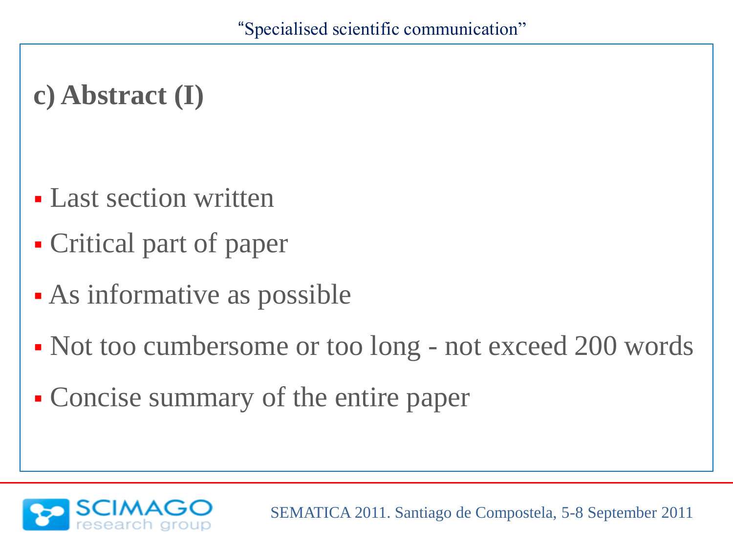## c) Abstract (I)

- Last section written
- Critical part of paper
- As informative as possible
- Not too cumbersome or too long - not exceed 200 words
- Concise summary of the entire paper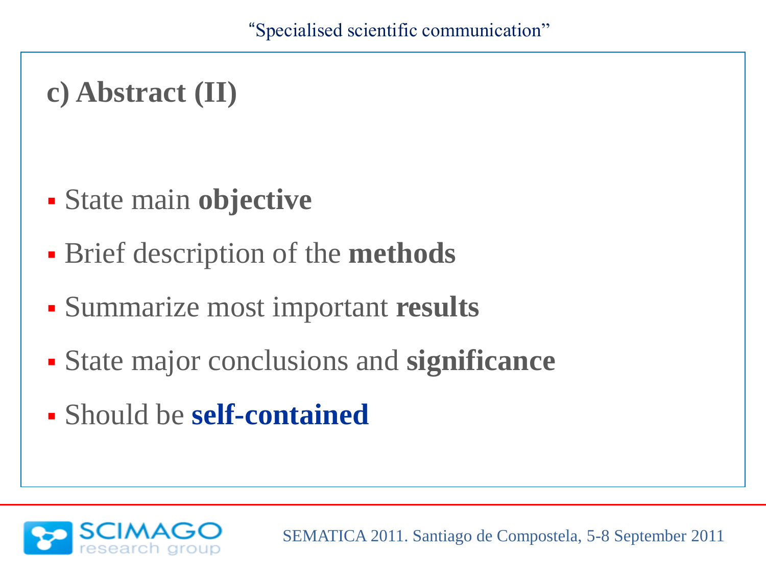## c) Abstract (II)

- State main **objective**
- Brief description of the **methods**
- Summarize most important **results**
- State major conclusions and **significance**
- Should be **self-contained**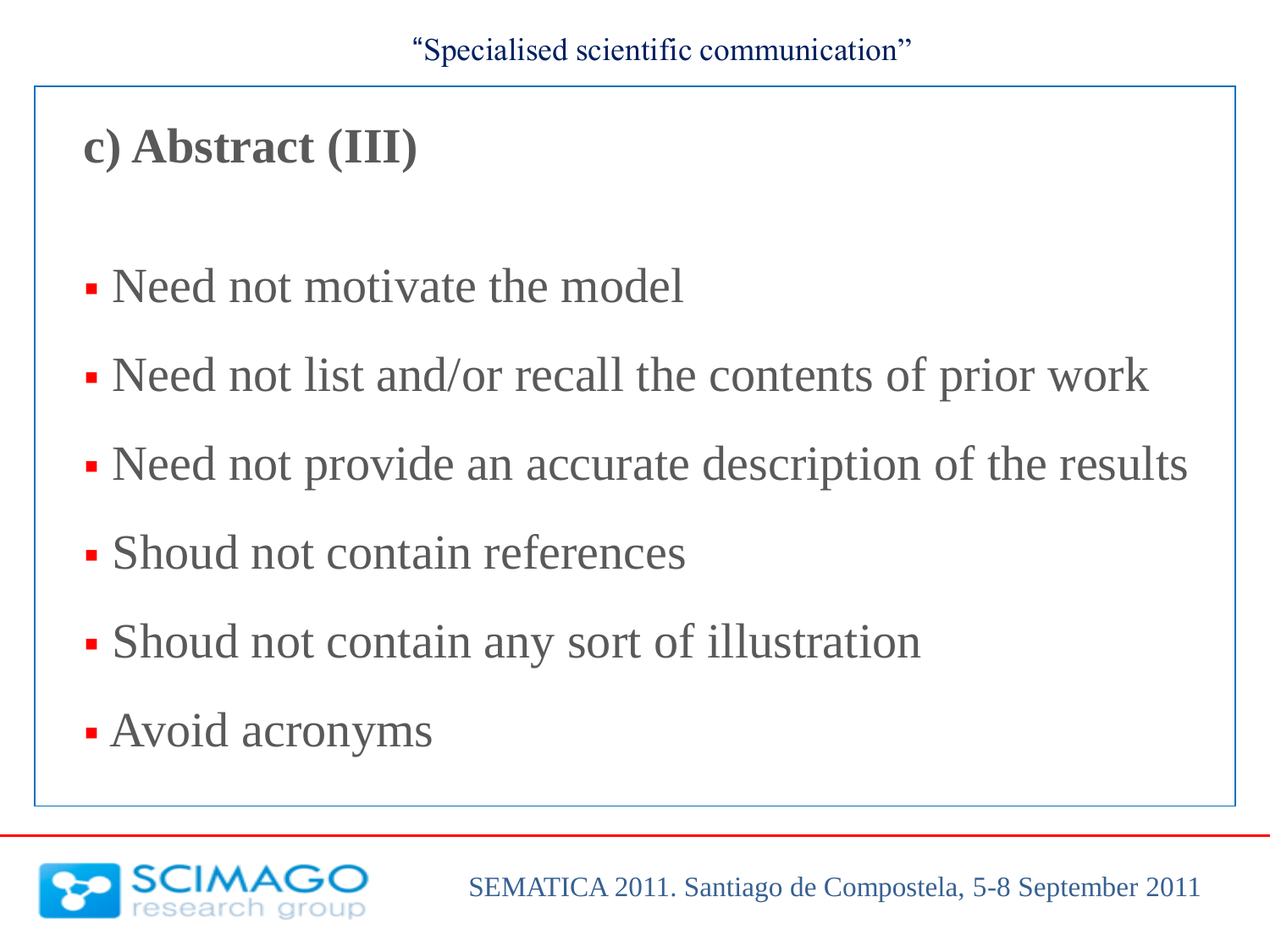## c) Abstract (III)

- Need not motivate the model
- Need not list and/or recall the contents of prior work
- Need not provide an accurate description of the results
- Shoud not contain references
- Shoud not contain any sort of illustration
- Avoid acronyms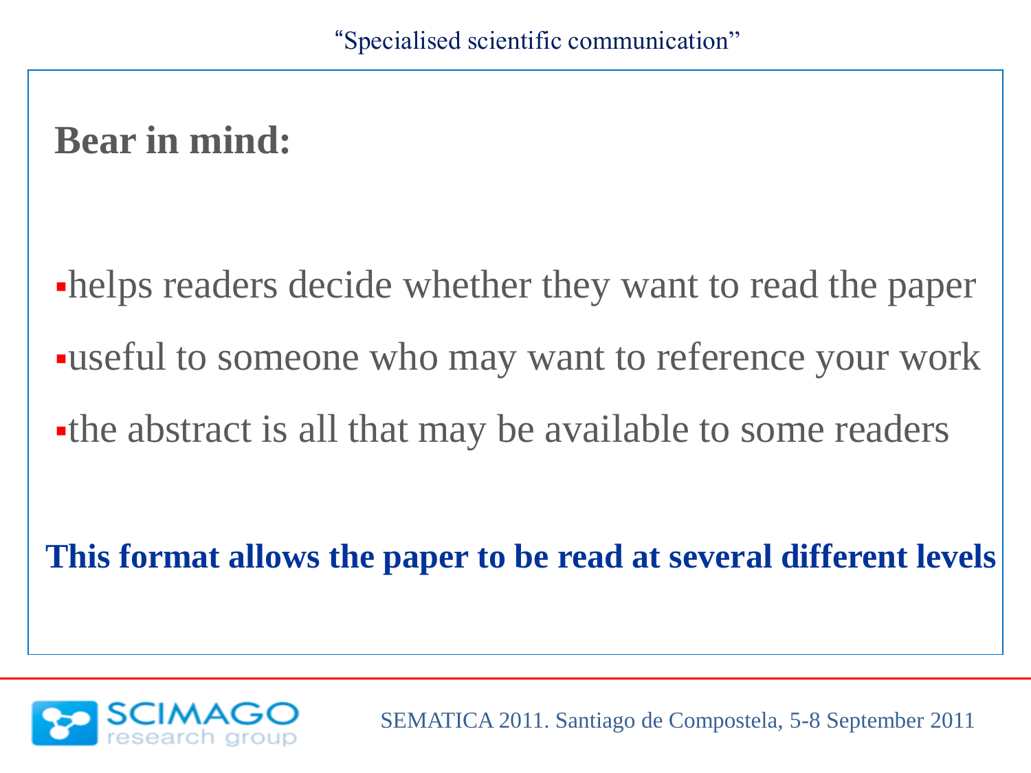## Bear in mind:

- helps readers decide whether they want to read the paper
- useful to someone who may want to reference your work
- the abstract is all that may be available to some readers

**This format allows the paper to be read at several different levels**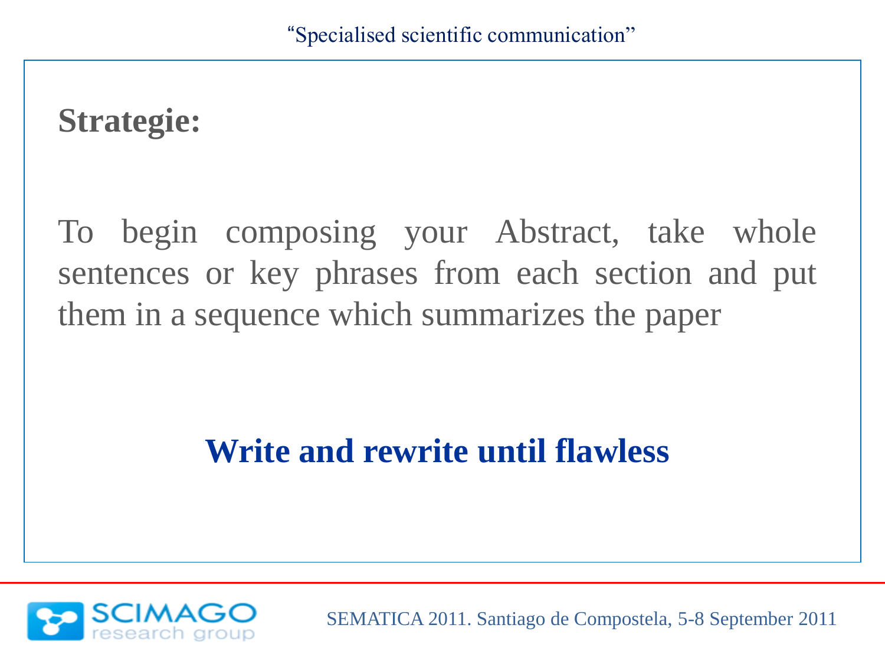**Strategie:**

To begin composing your Abstract, take whole sentences or key phrases from each section and put them in a sequence which summarizes the paper

**Write and rewrite until flawless**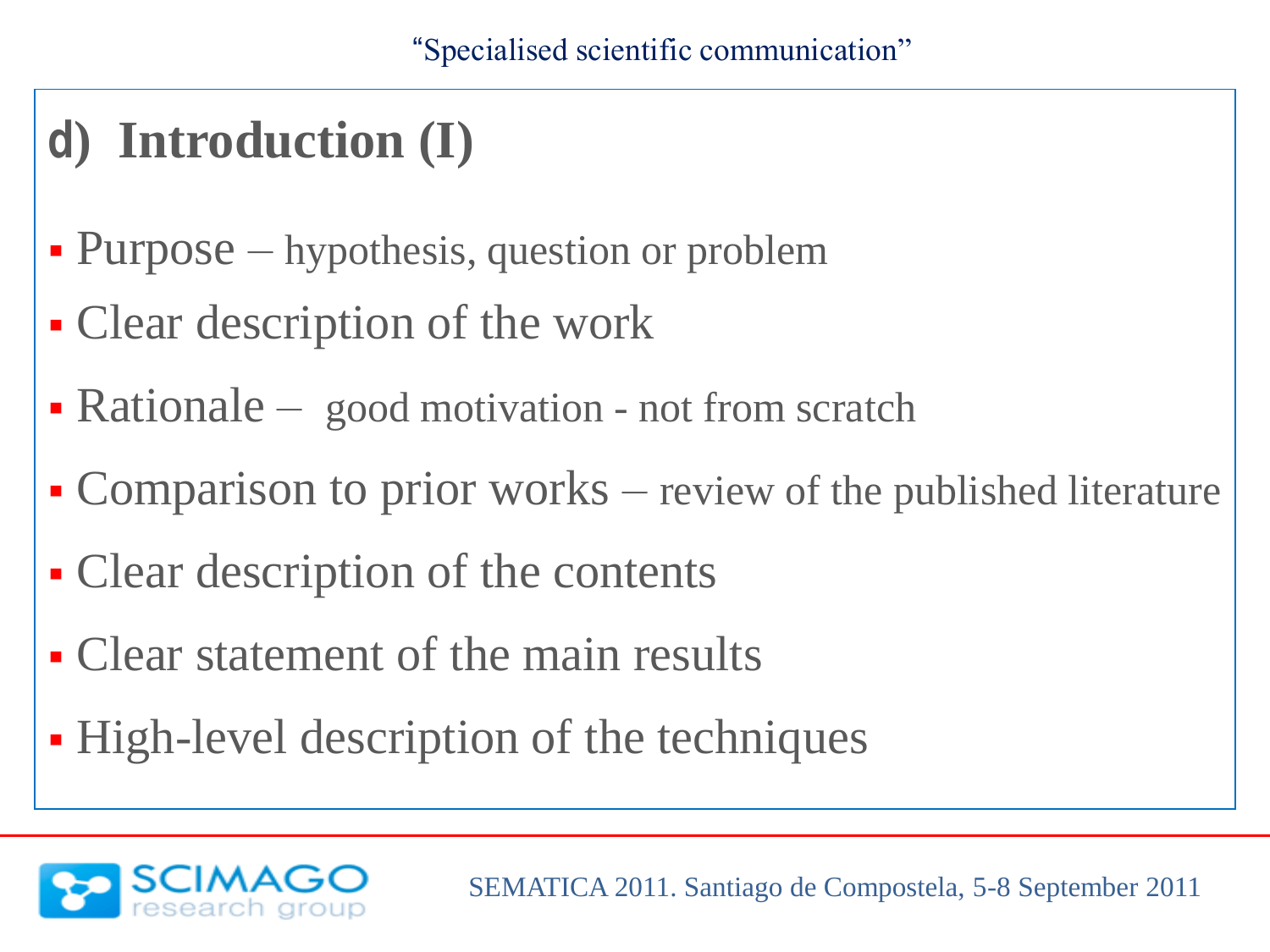## d) Introduction (I)

- Purpose – hypothesis, question or problem
- Clear description of the work
- Rationale – good motivation - not from scratch
- Comparison to prior works – review of the published literature
- Clear description of the contents
- Clear statement of the main results
- High-level description of the techniques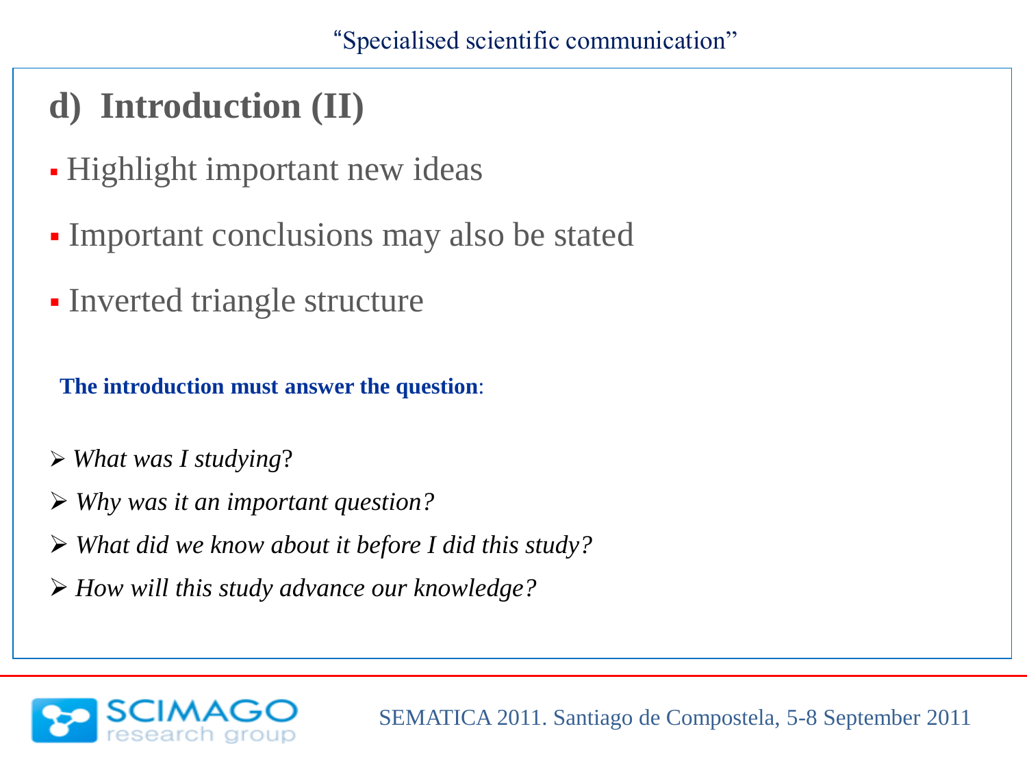## d) Introduction (II)

- Highlight important new ideas
- Important conclusions may also be stated
- Inverted triangle structure

**The introduction must answer the question**:

- *What was I studying*?
- *Why was it an important question?*
- *What did we know about it before I did this study?*
- *How will this study advance our knowledge?*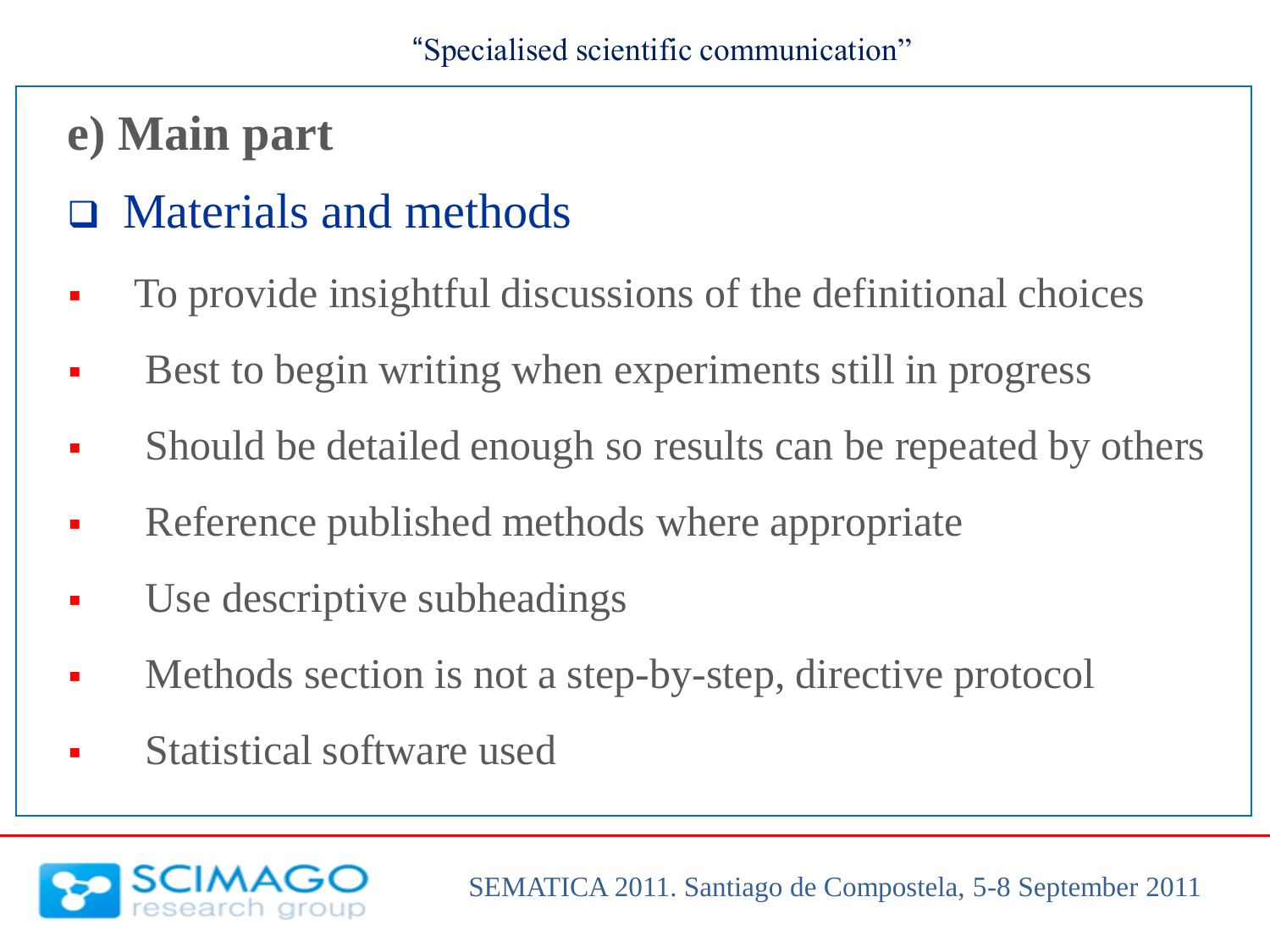## e) Main part

### Materials and methods

- To provide insightful discussions of the definitional choices
- Best to begin writing when experiments still in progress
- Should be detailed enough so results can be repeated by others
- Reference published methods where appropriate
- Use descriptive subheadings
- Methods section is not a step-by-step, directive protocol
- Statistical software used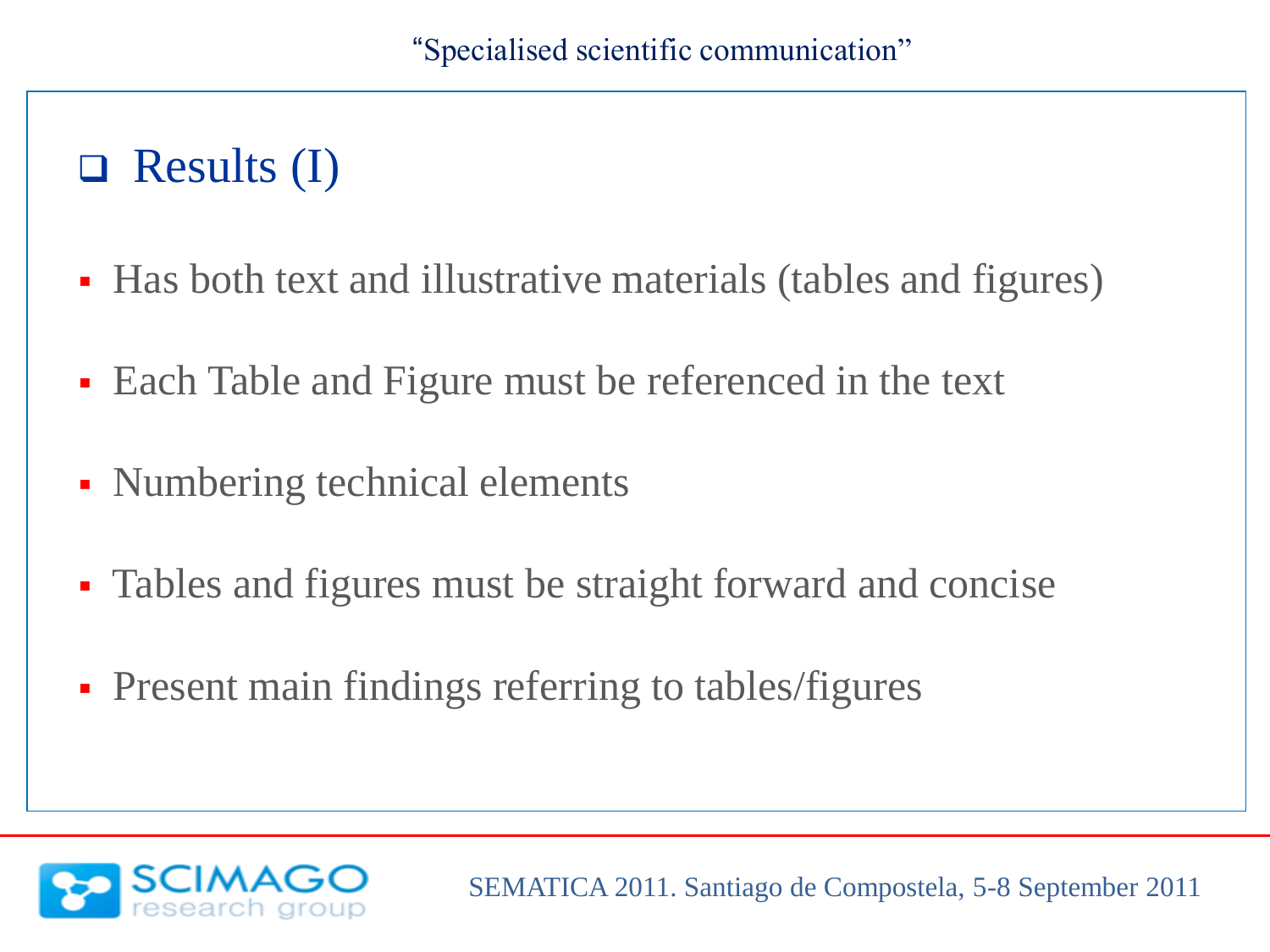## Results (I)

- Has both text and illustrative materials (tables and figures)
- Each Table and Figure must be referenced in the text
- Numbering technical elements
- Tables and figures must be straight forward and concise
- Present main findings referring to tables/figures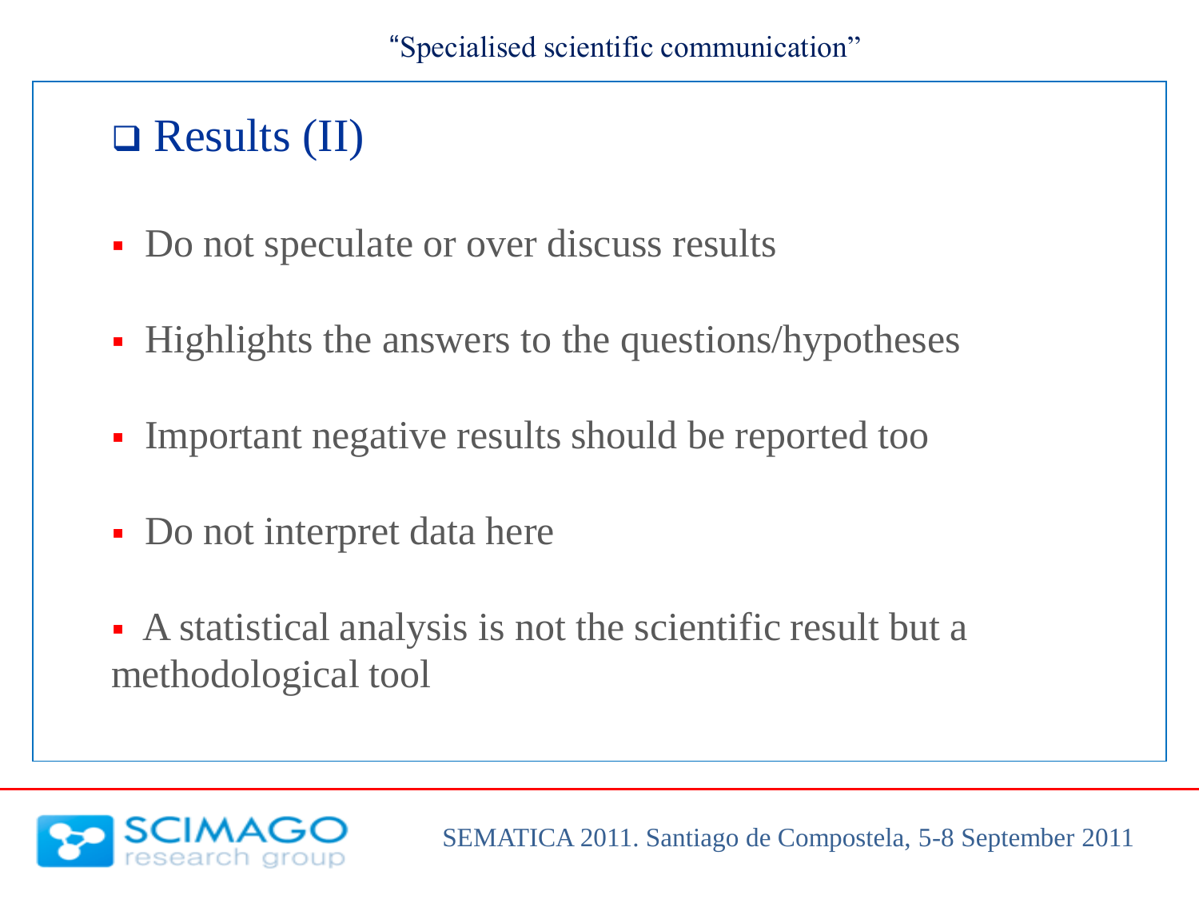## Results (II)

- Do not speculate or over discuss results
- Highlights the answers to the questions/hypotheses
- Important negative results should be reported too
- Do not interpret data here
- A statistical analysis is not the scientific result but a methodological tool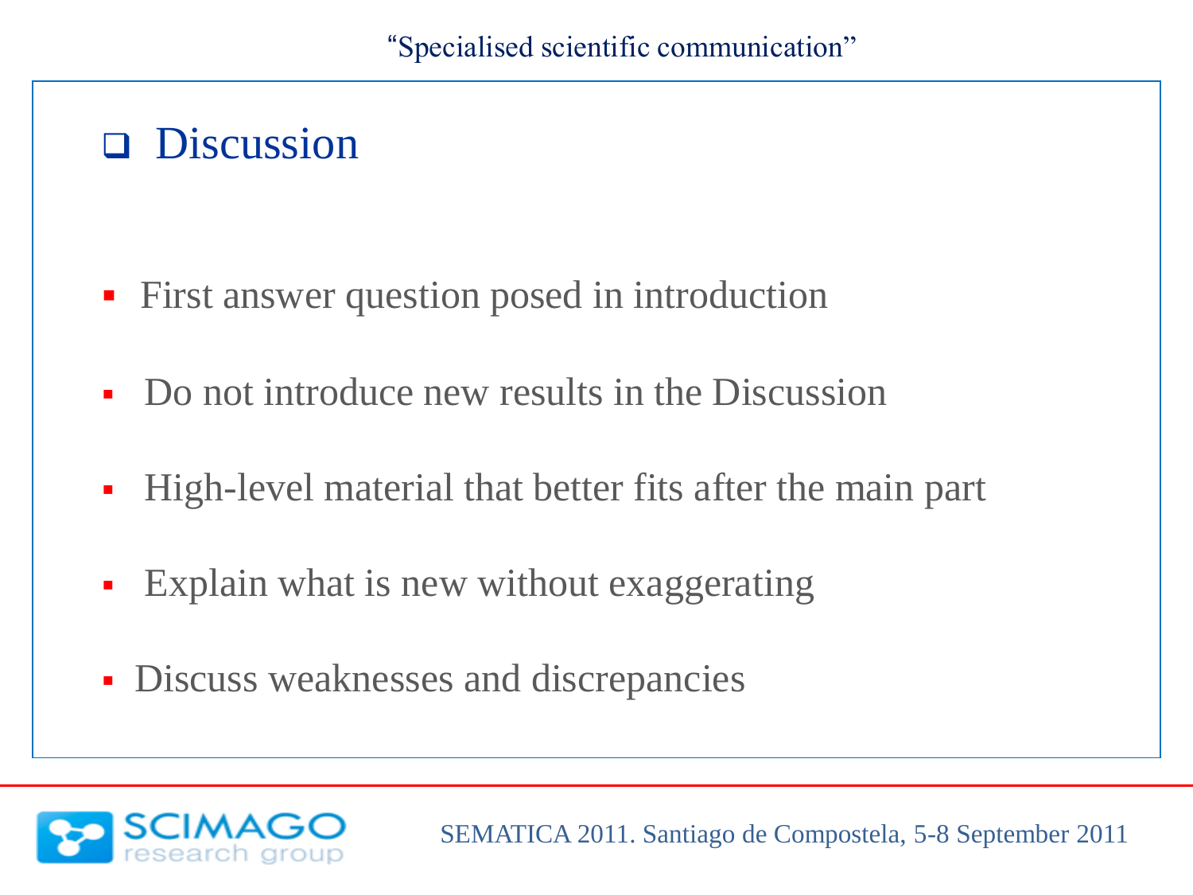## Discussion

- First answer question posed in introduction
- Do not introduce new results in the Discussion
- High-level material that better fits after the main part
- Explain what is new without exaggerating
- Discuss weaknesses and discrepancies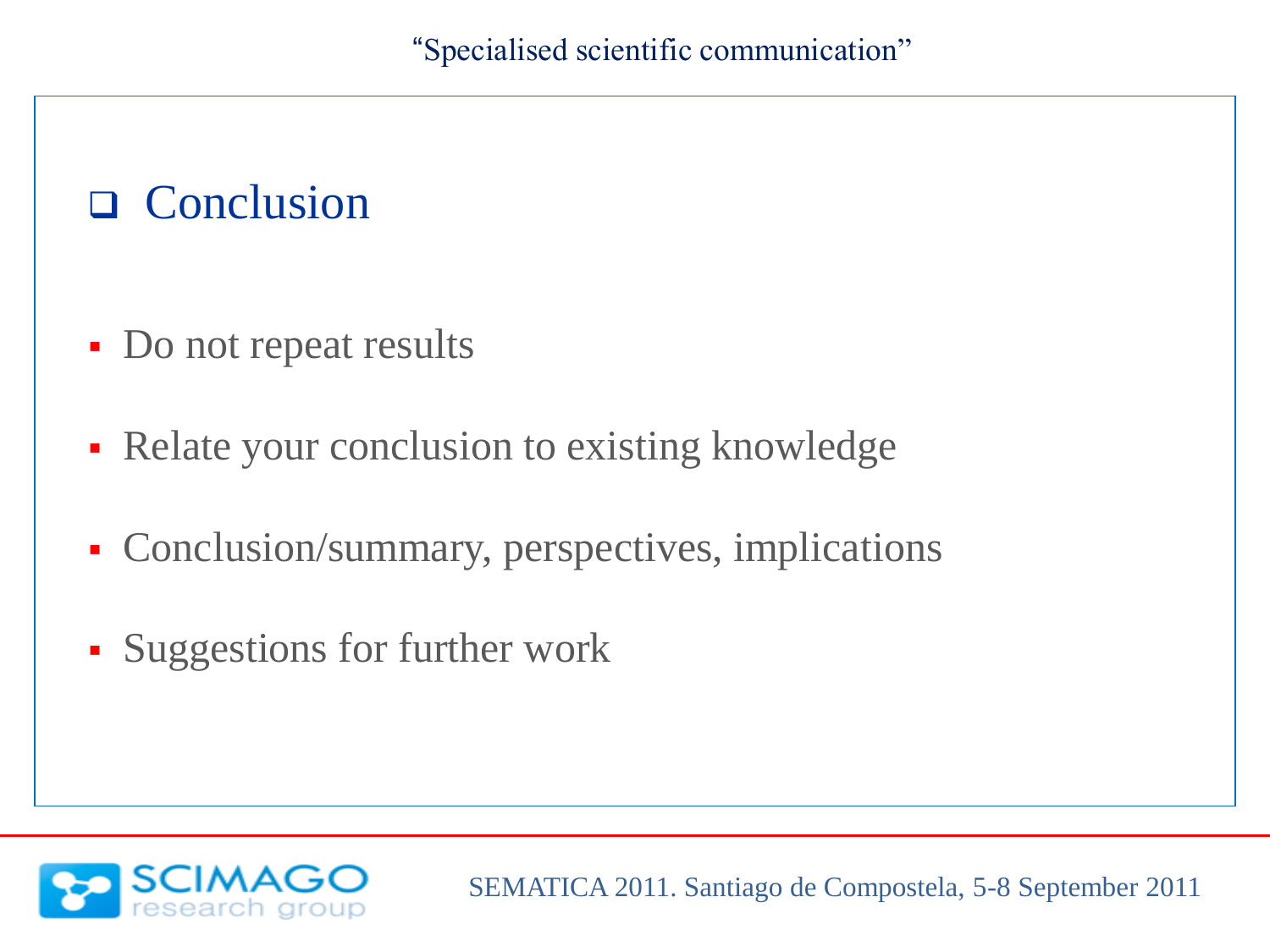## Conclusion

- Do not repeat results
- Relate your conclusion to existing knowledge
- Conclusion/summary, perspectives, implications
- Suggestions for further work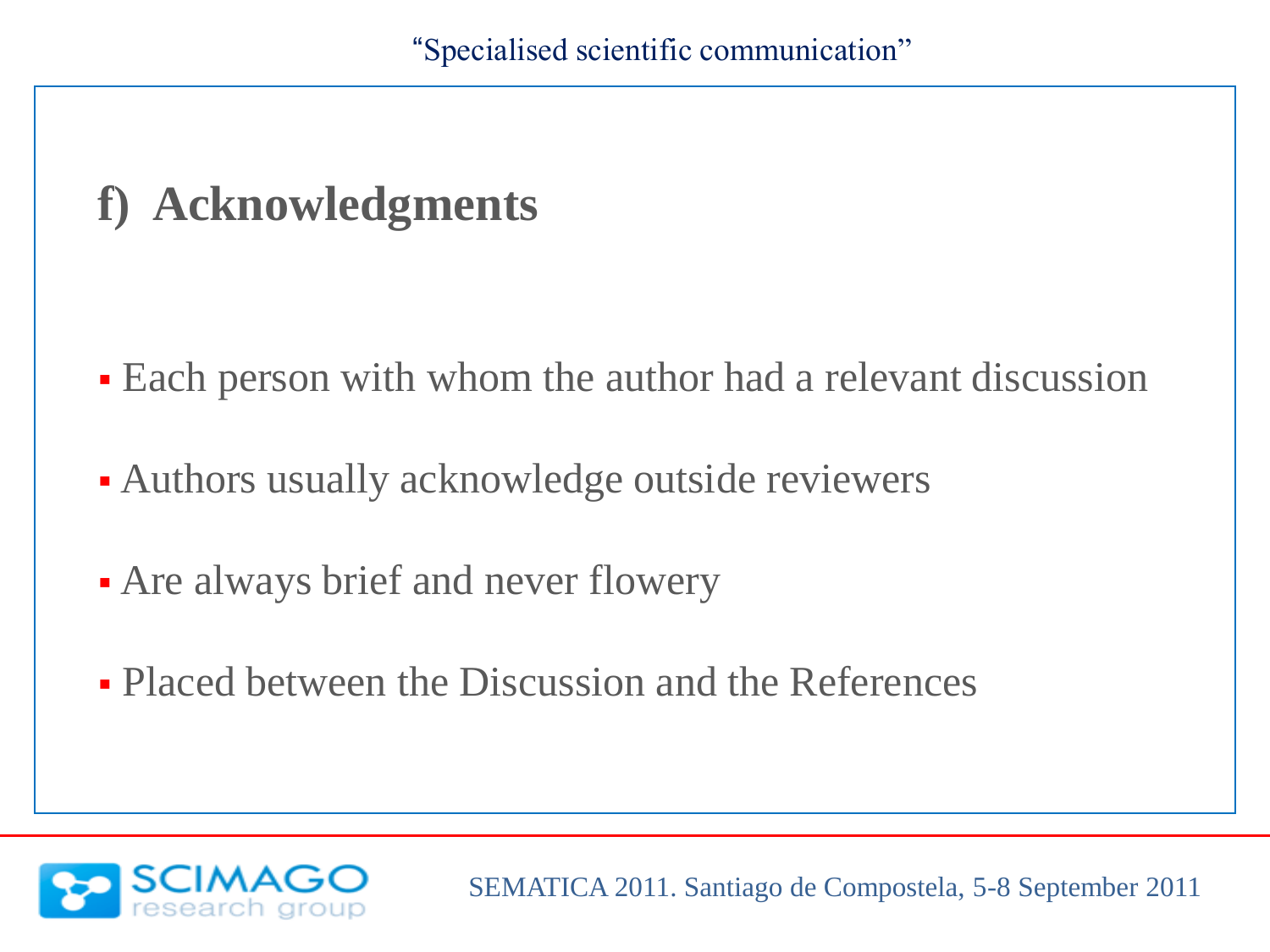## f) Acknowledgments

- Each person with whom the author had a relevant discussion
- Authors usually acknowledge outside reviewers
- Are always brief and never flowery
- Placed between the Discussion and the References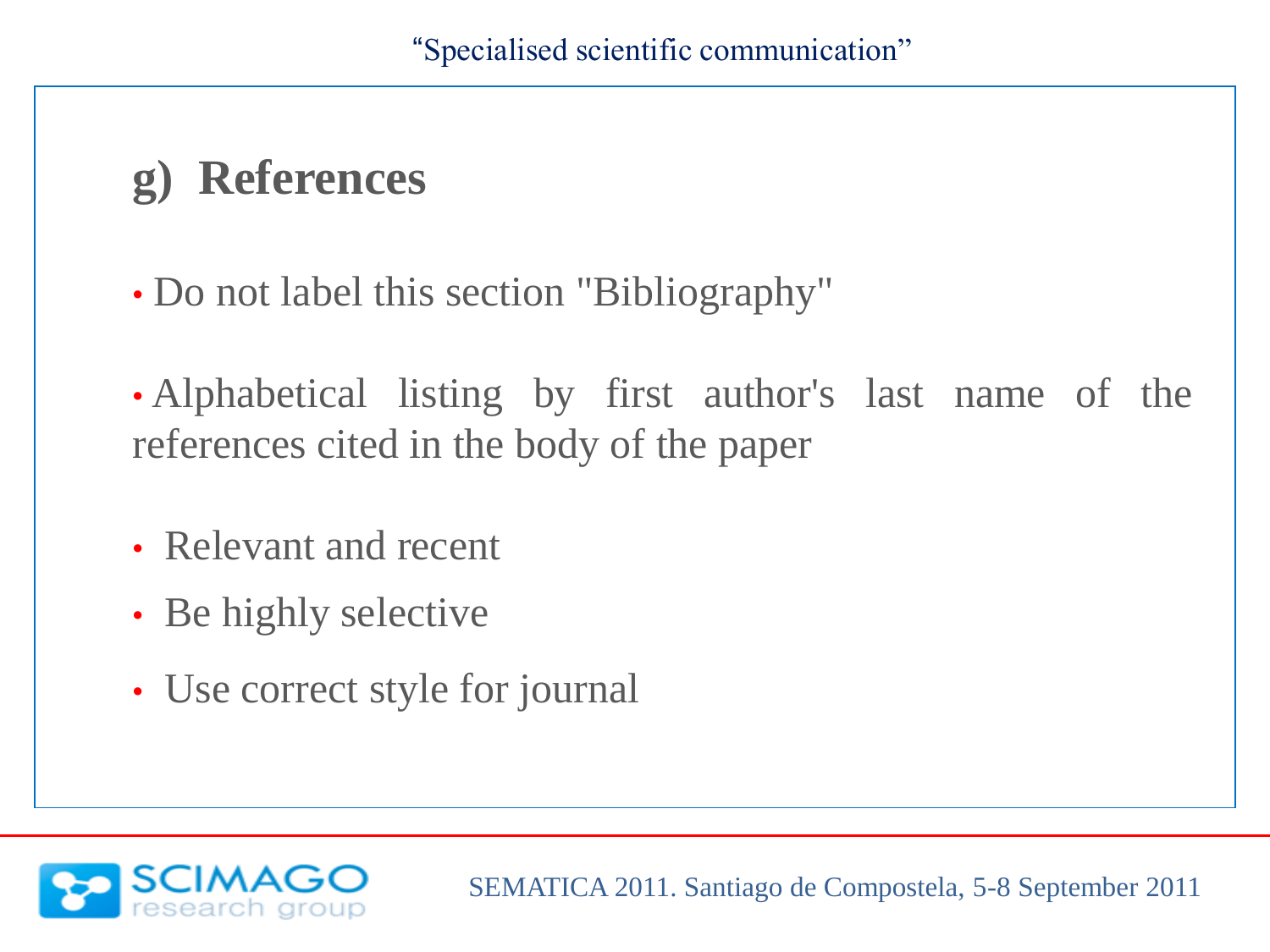## g) References

- Do not label this section "Bibliography"
- Alphabetical listing by first author's last name of the references cited in the body of the paper
- Relevant and recent
- Be highly selective
- Use correct style for journal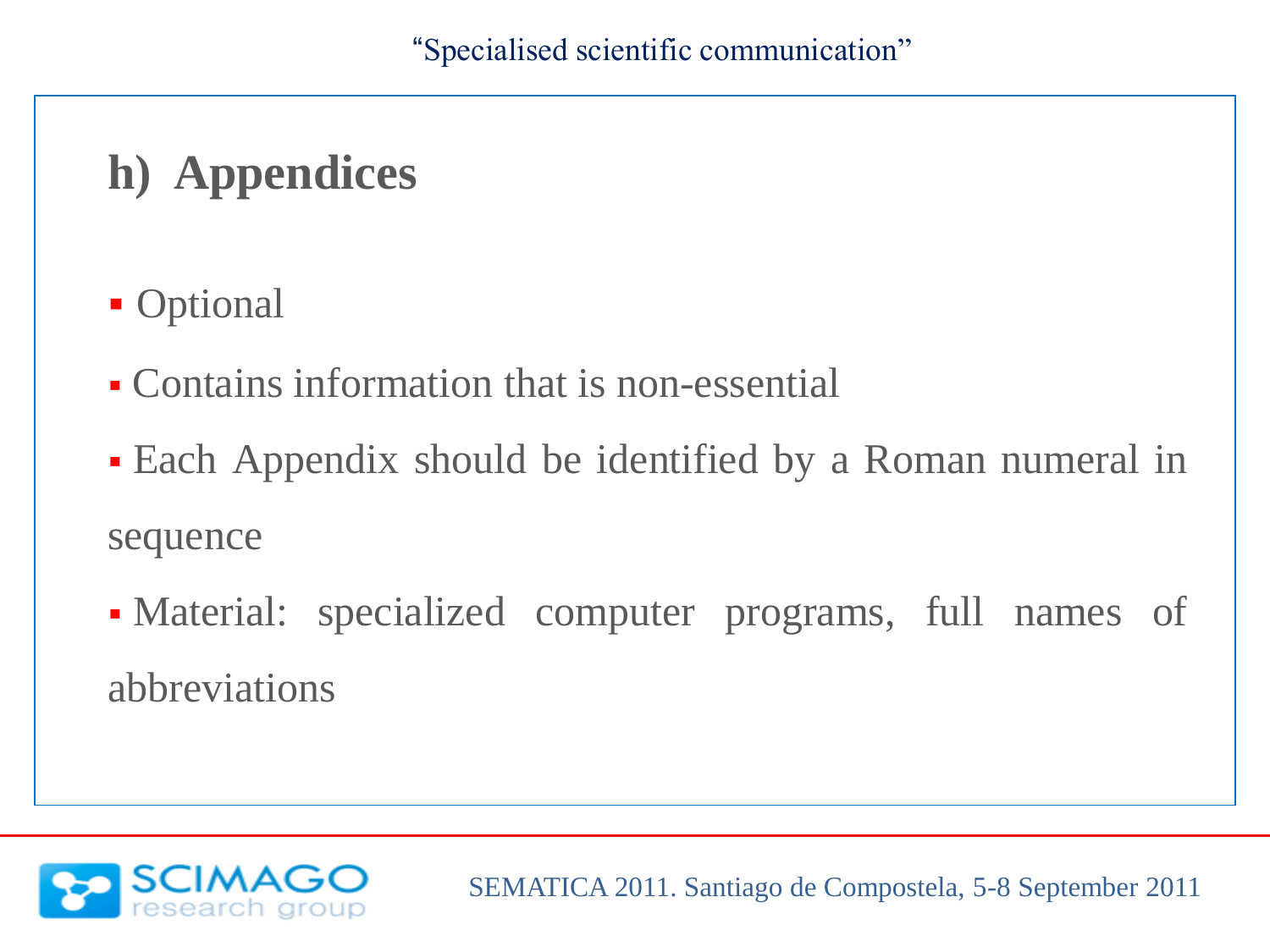## h) Appendices

- Optional
- Contains information that is non-essential
- Each Appendix should be identified by a Roman numeral in sequence
- Material: specialized computer programs, full names of abbreviations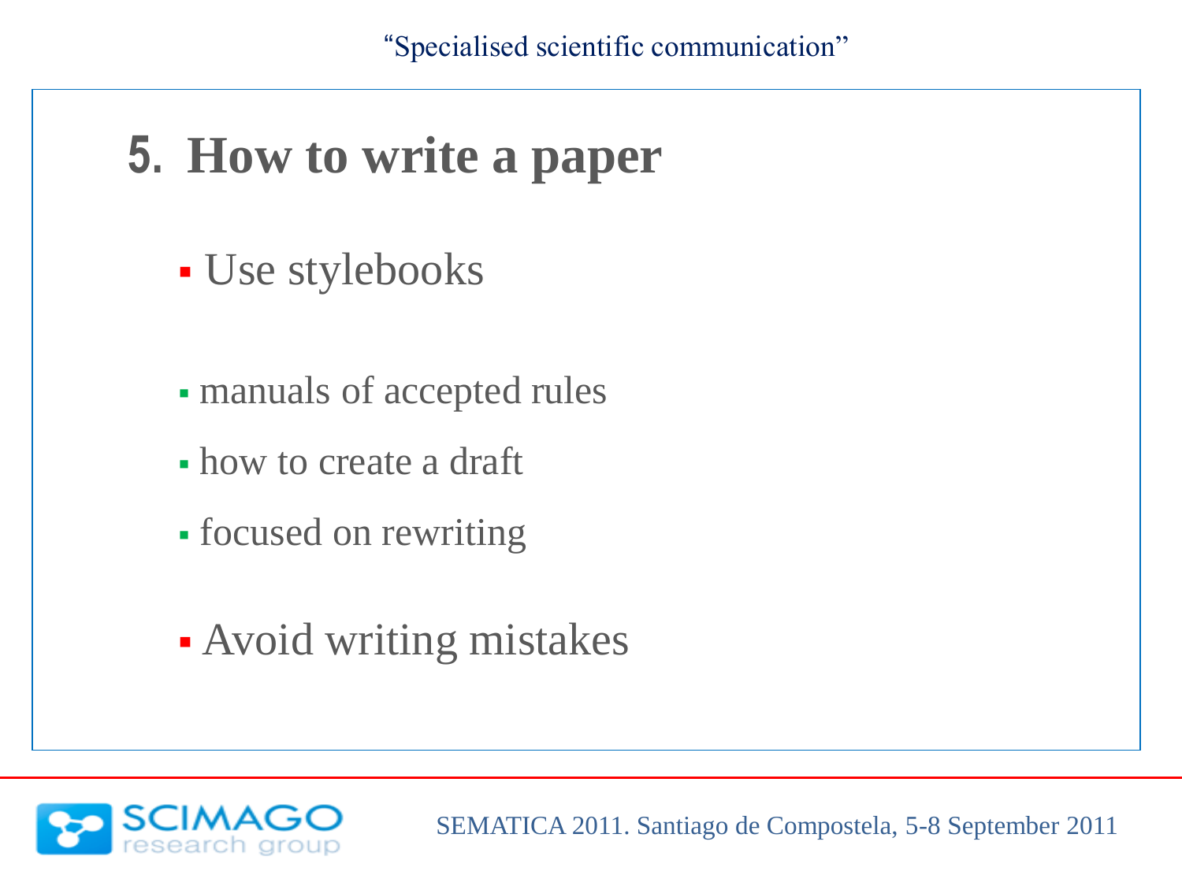## 5. How to write a paper

- Use stylebooks
  - manuals of accepted rules
  - how to create a draft
  - focused on rewriting
- Avoid writing mistakes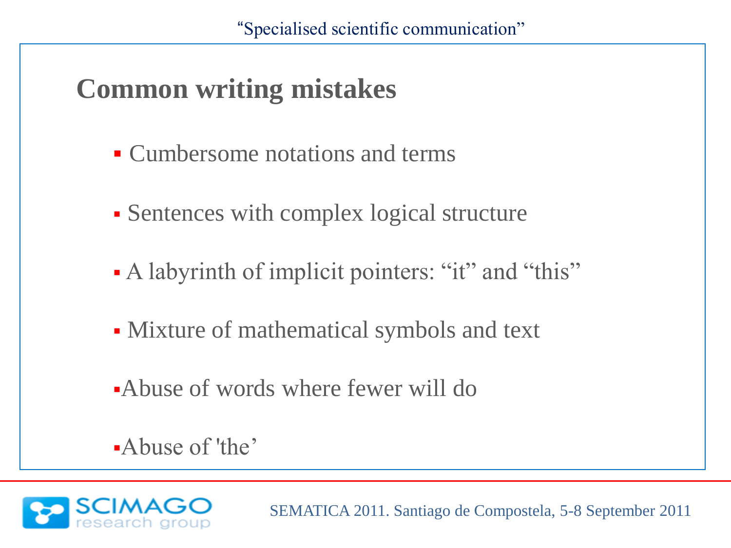## Common writing mistakes

- Cumbersome notations and terms
- Sentences with complex logical structure
- A labyrinth of implicit pointers: “it” and “this”
- Mixture of mathematical symbols and text
- Abuse of words where fewer will do
- Abuse of 'the’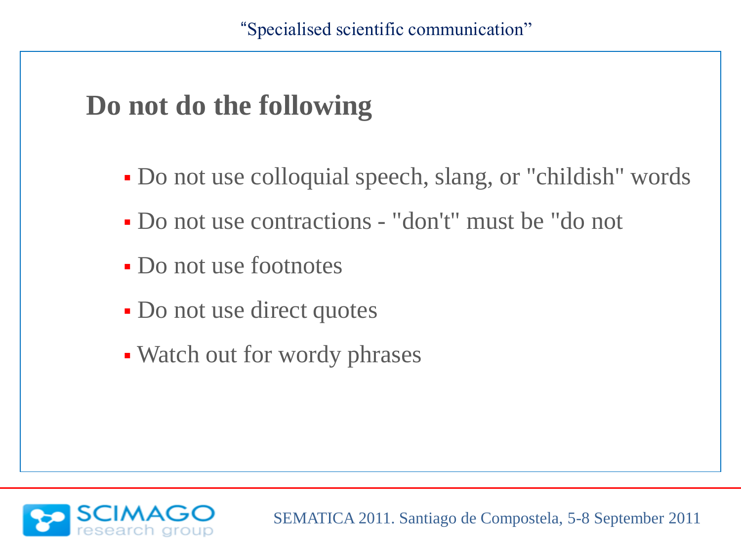## Do not do the following

- Do not use colloquial speech, slang, or "childish" words
- Do not use contractions - "don't" must be "do not
- Do not use footnotes
- Do not use direct quotes
- Watch out for wordy phrases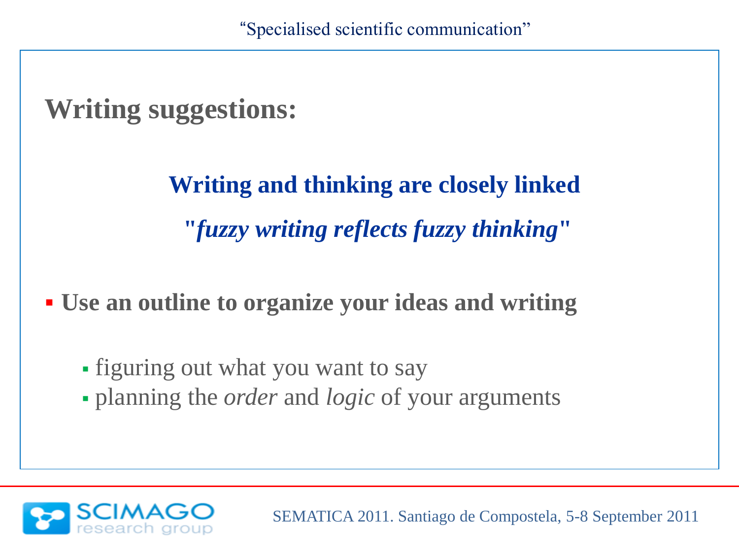## Writing suggestions:

**Writing and thinking are closely linked**

**"*fuzzy writing reflects fuzzy thinking*"**

- **Use an outline to organize your ideas and writing**
  - figuring out what you want to say
  - planning the *order* and *logic* of your arguments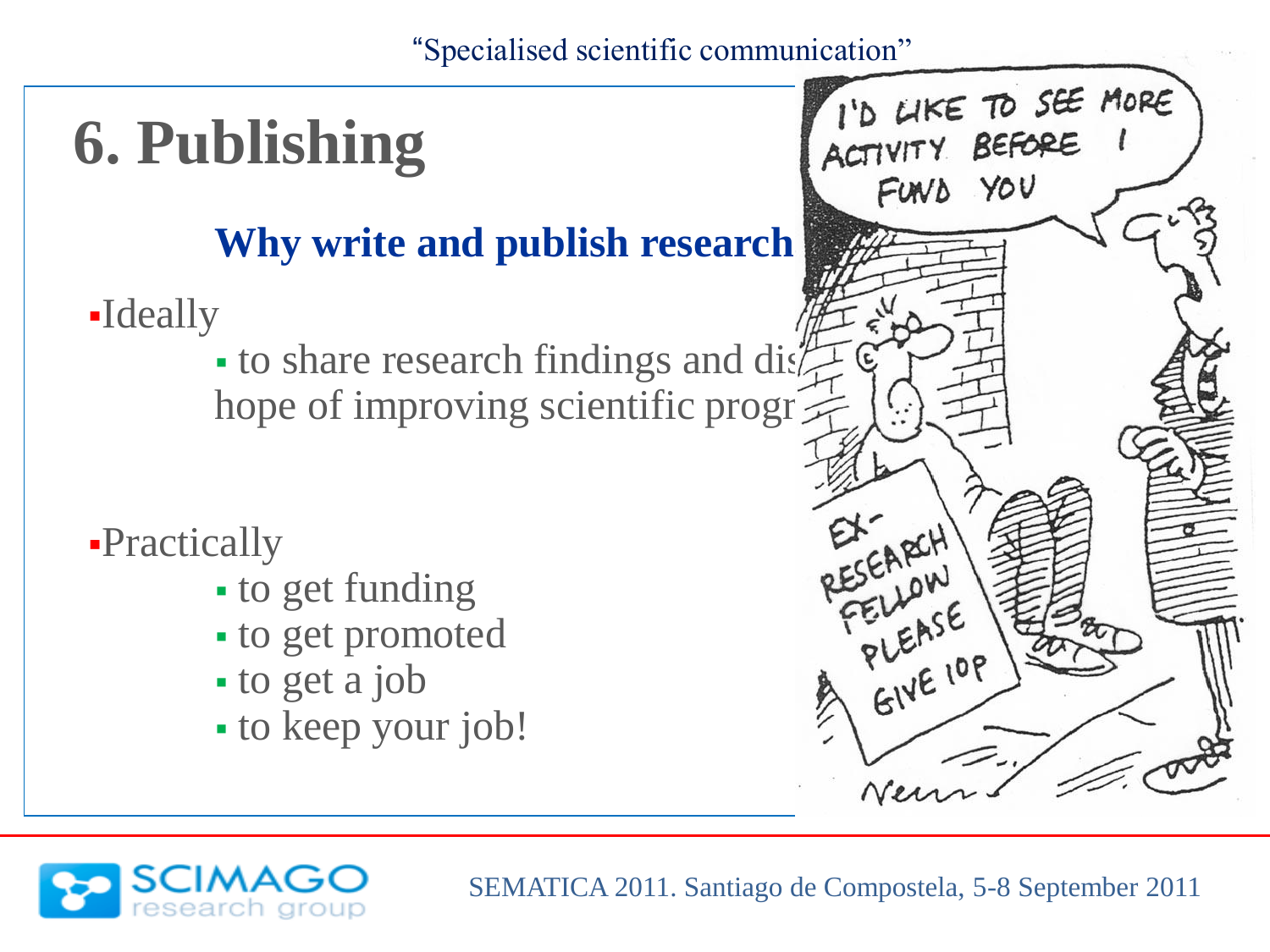# 6. Publishing

## Why write and publish research

- Ideally
  - to share research findings and dis hope of improving scientific progr

- Practically
  - to get funding
  - to get promoted
  - to get a job
  - to keep your job!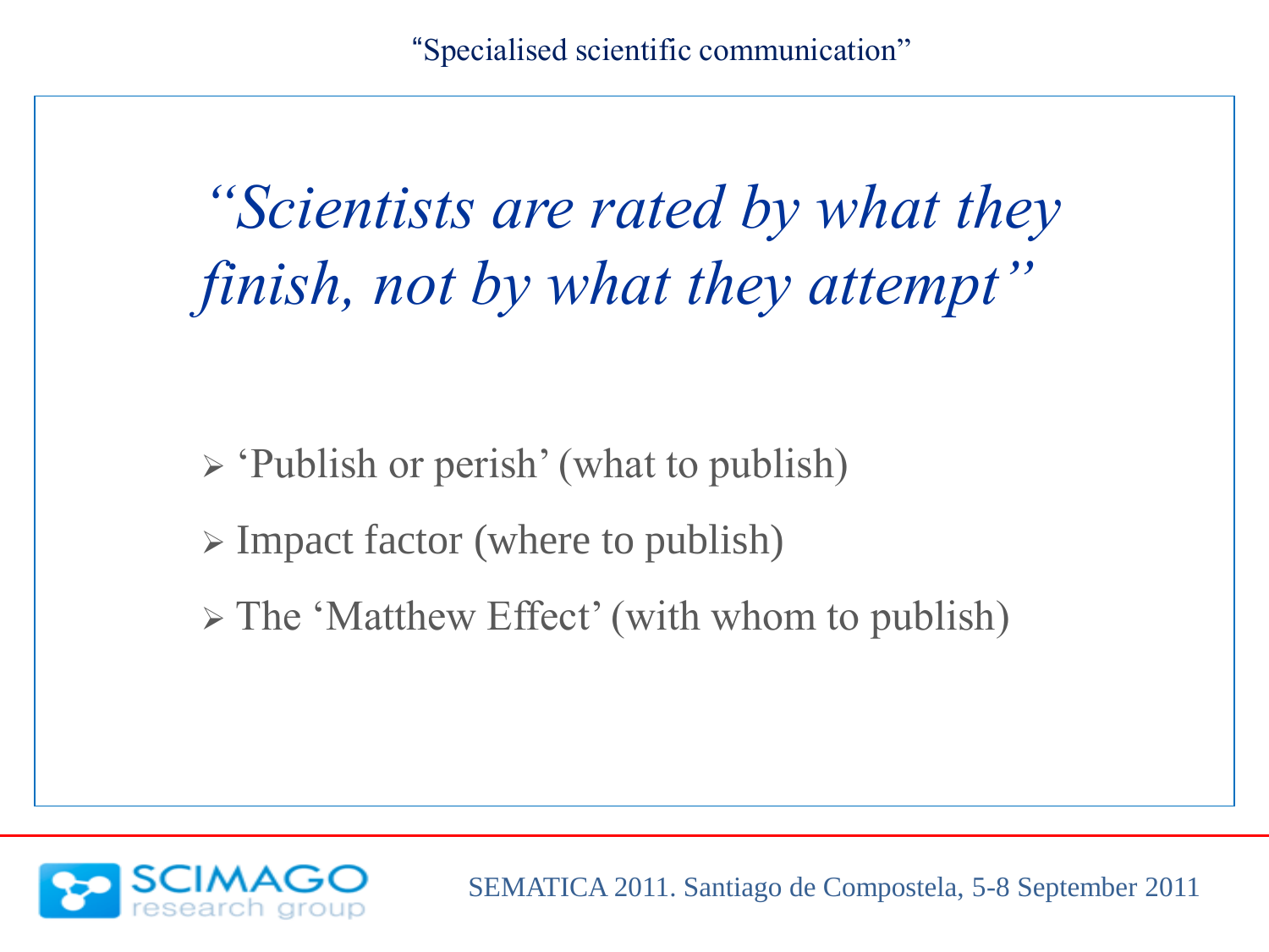“Specialised scientific communication”

*“Scientists are rated by what they finish, not by what they attempt”*

- ‘Publish or perish’ (what to publish)
- Impact factor (where to publish)
- The ‘Matthew Effect’ (with whom to publish)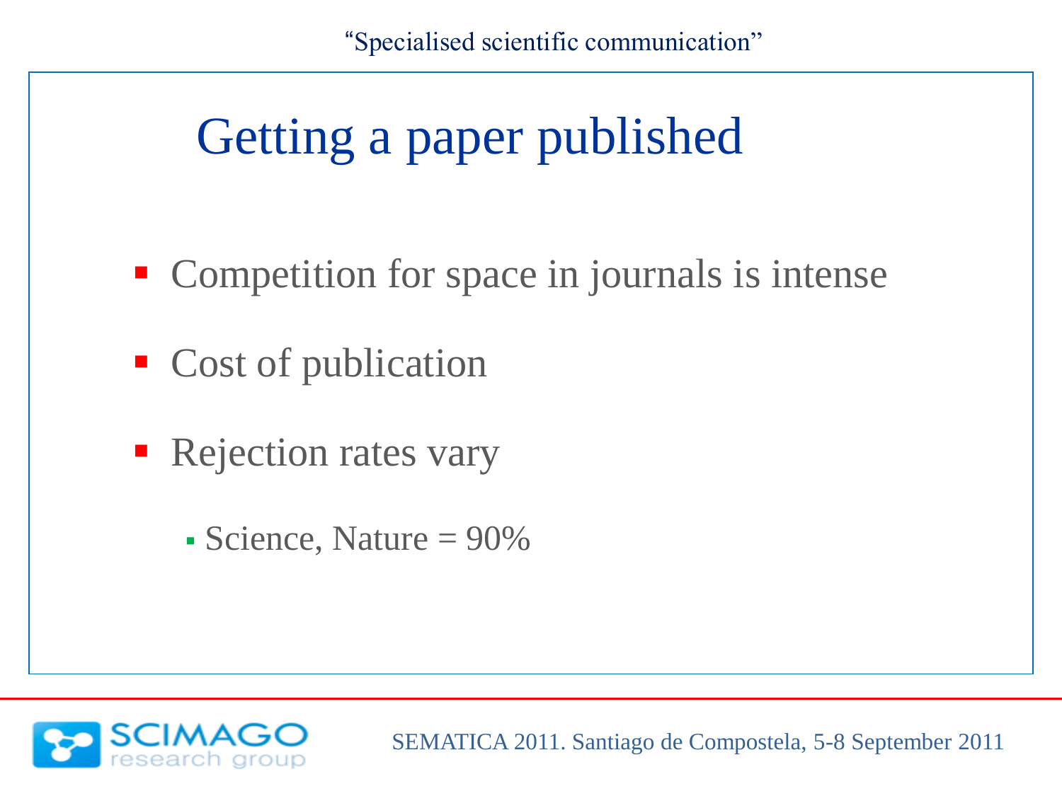# Getting a paper published

- Competition for space in journals is intense
- Cost of publication
- Rejection rates vary
  - Science, Nature = 90%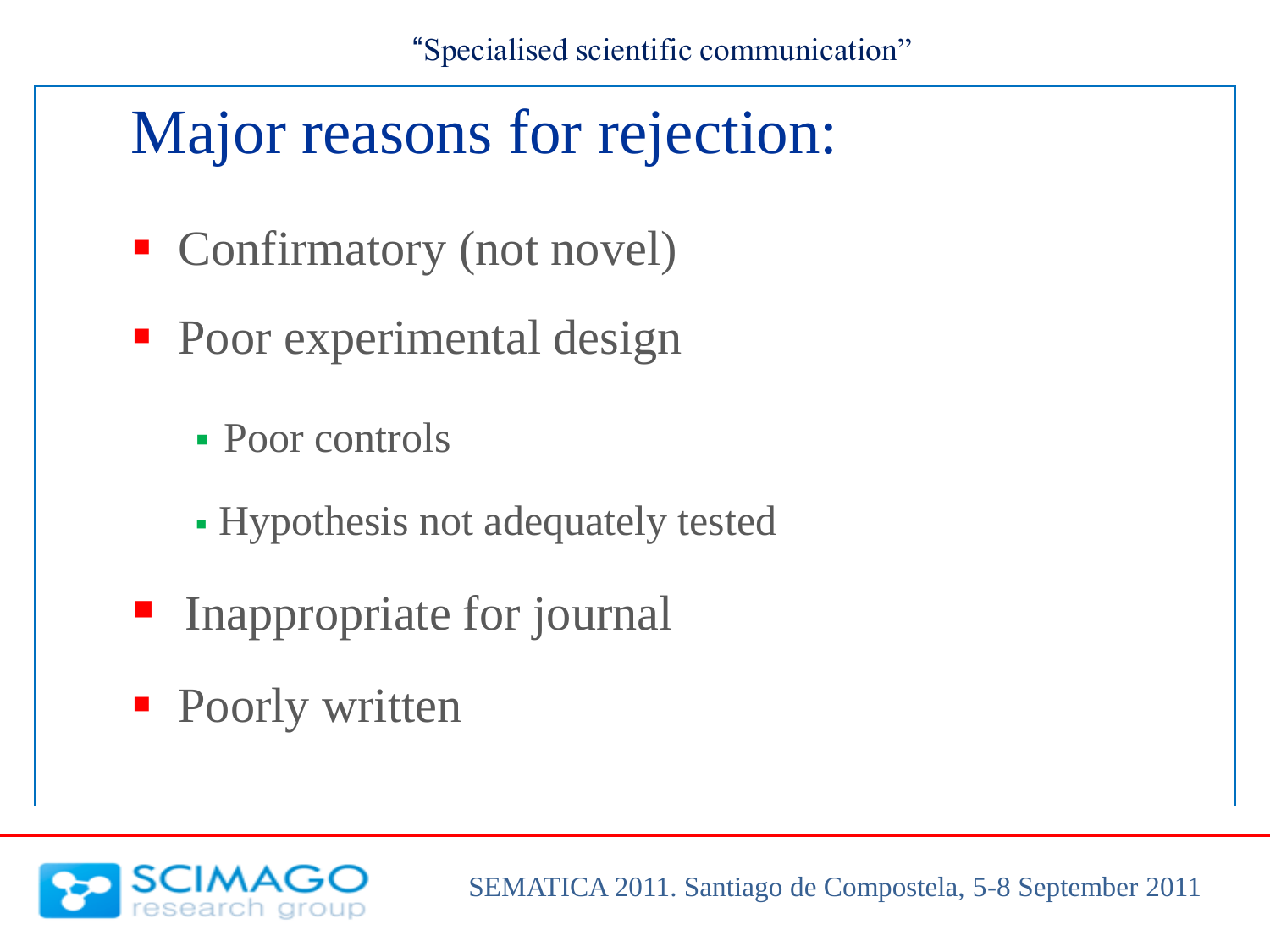# Major reasons for rejection:

- Confirmatory (not novel)
- Poor experimental design
  - Poor controls
  - Hypothesis not adequately tested
- Inappropriate for journal
- Poorly written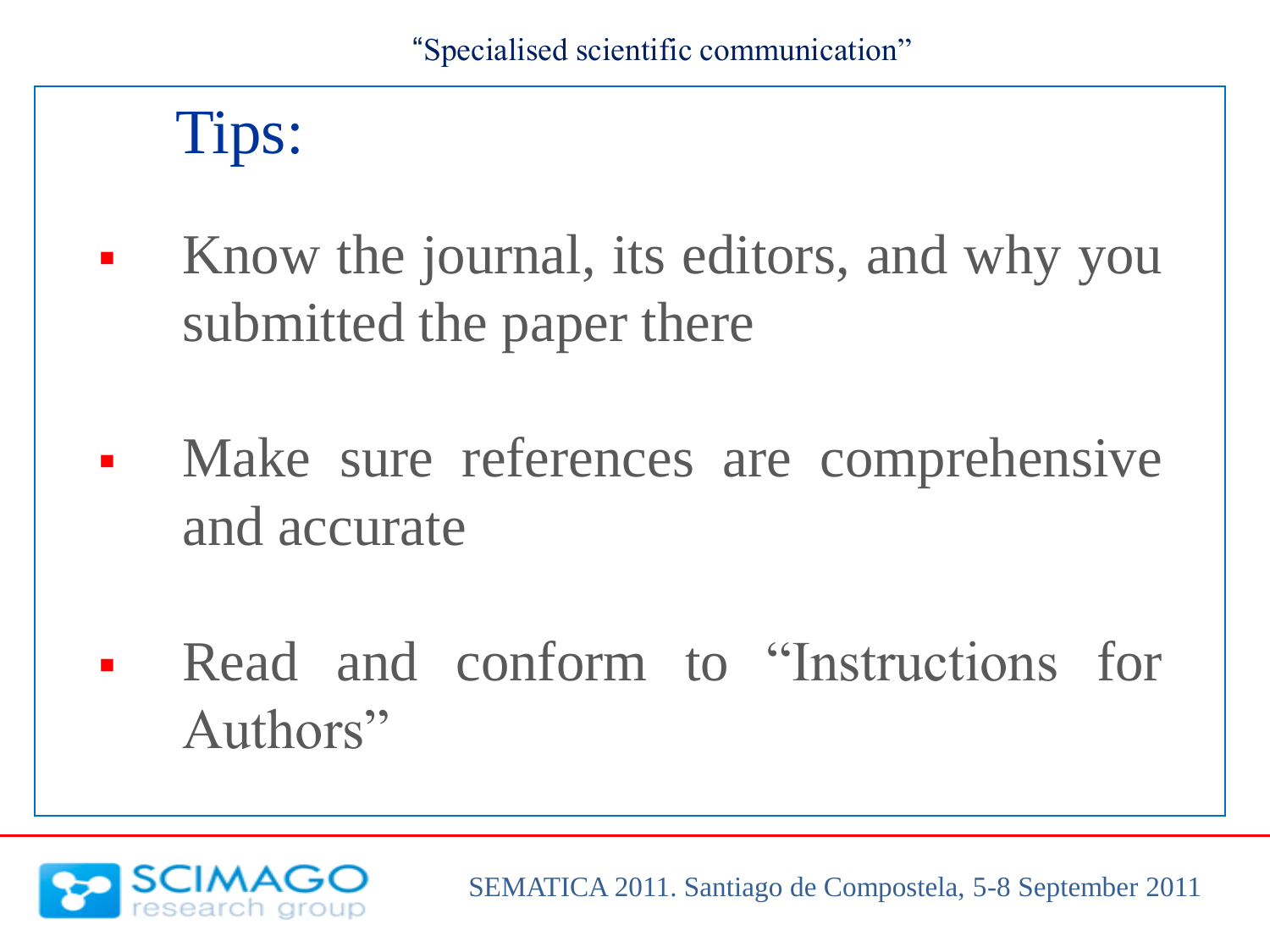# Tips:

- Know the journal, its editors, and why you submitted the paper there
- Make sure references are comprehensive and accurate
- Read and conform to "Instructions for Authors"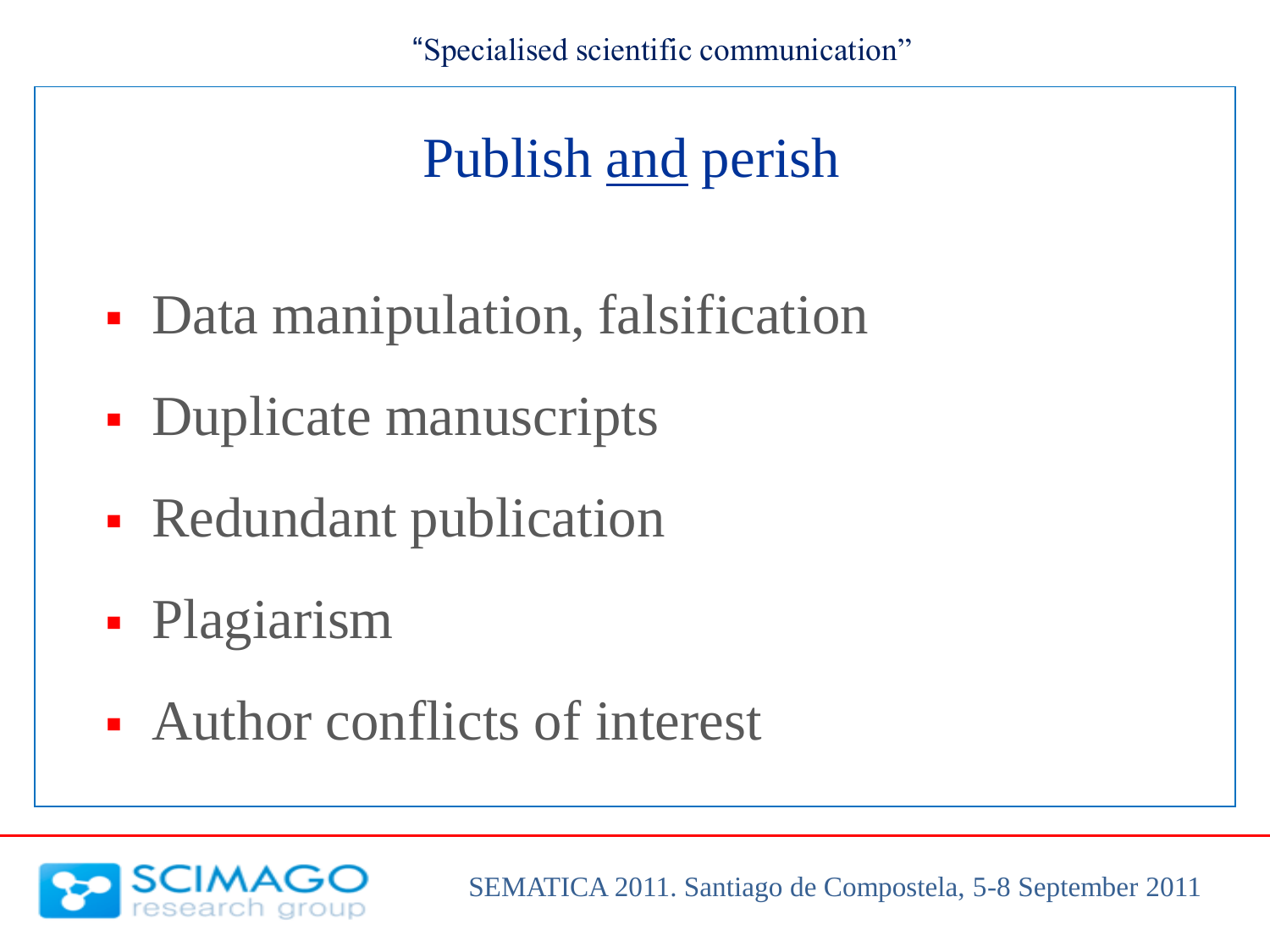# Publish <u>and</u> perish

- Data manipulation, falsification
- Duplicate manuscripts
- Redundant publication
- Plagiarism
- Author conflicts of interest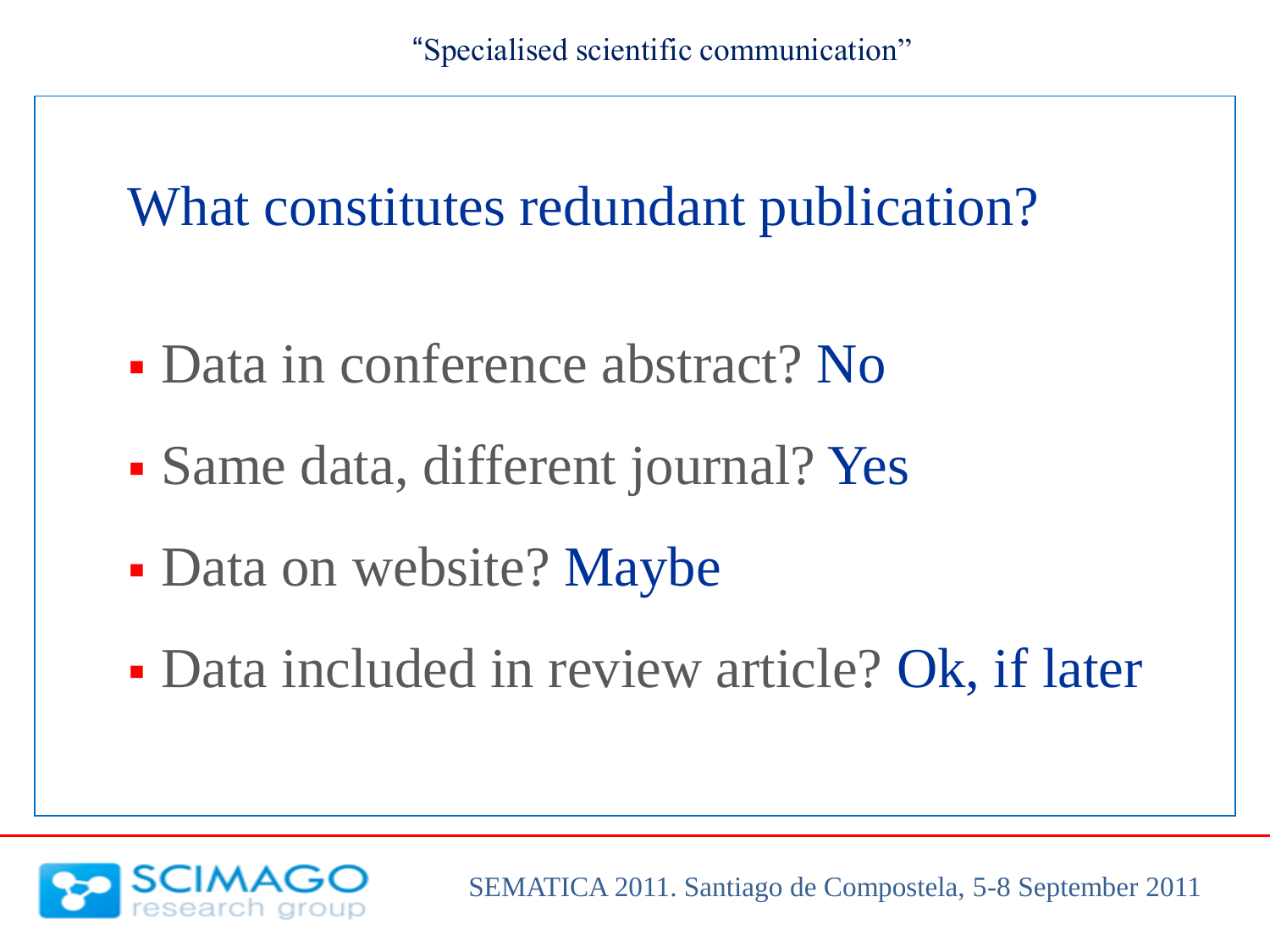## What constitutes redundant publication?

- Data in conference abstract? No
- Same data, different journal? Yes
- Data on website? Maybe
- Data included in review article? Ok, if later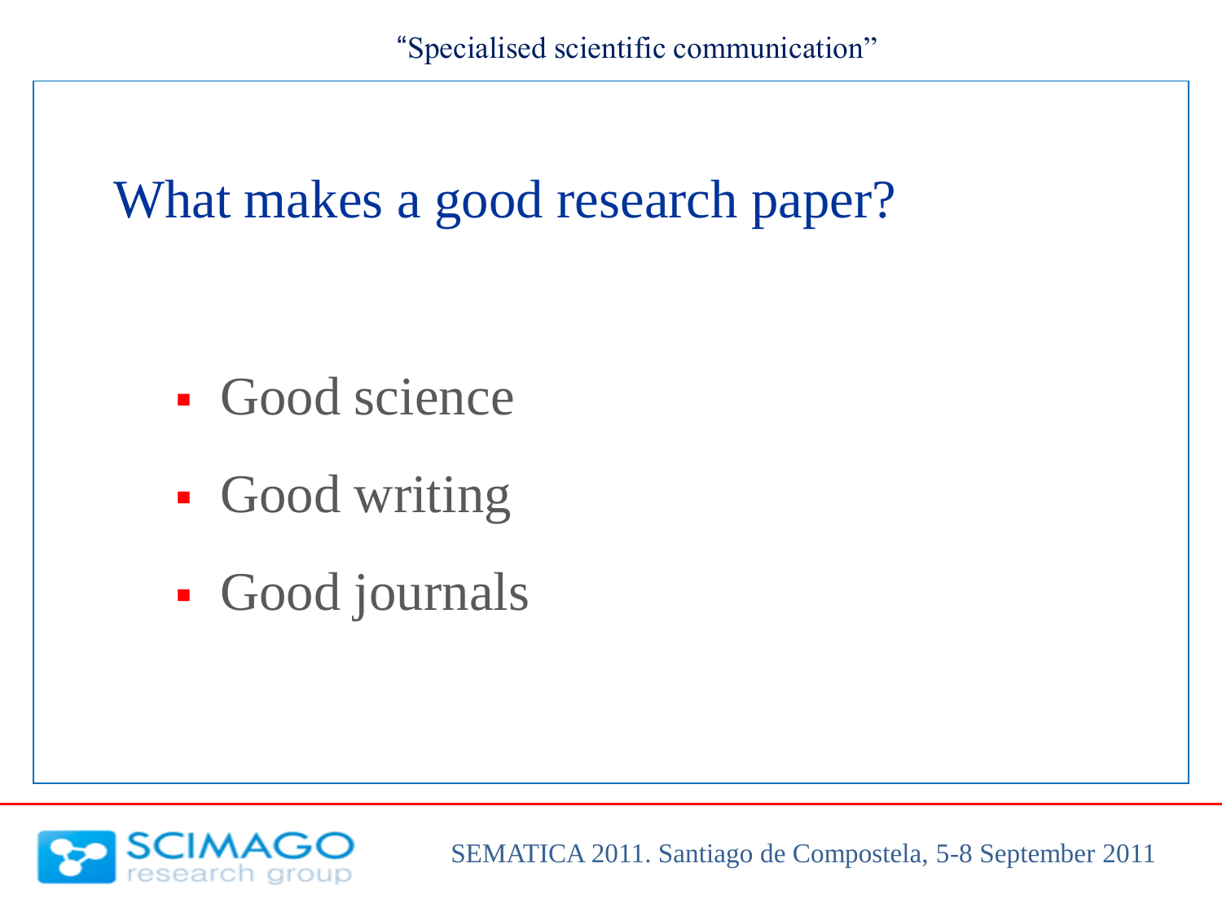# What makes a good research paper?

- Good science
- Good writing
- Good journals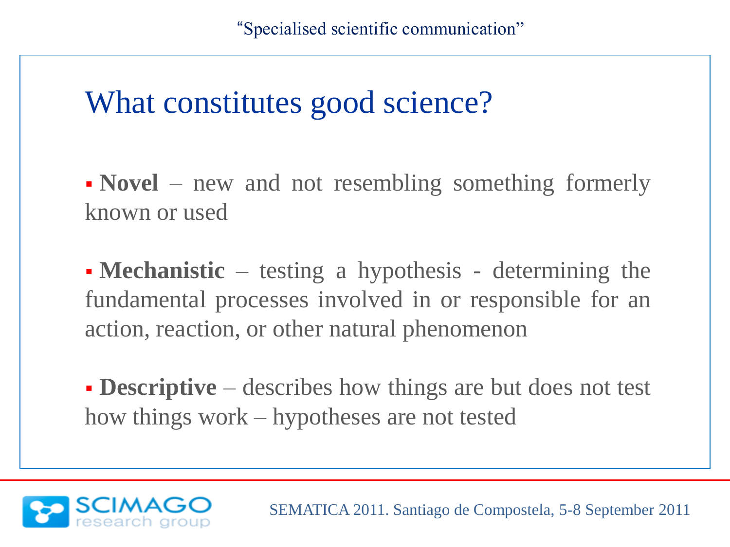# What constitutes good science?

- **Novel** – new and not resembling something formerly known or used

- **Mechanistic** – testing a hypothesis - determining the fundamental processes involved in or responsible for an action, reaction, or other natural phenomenon

- **Descriptive** – describes how things are but does not test how things work – hypotheses are not tested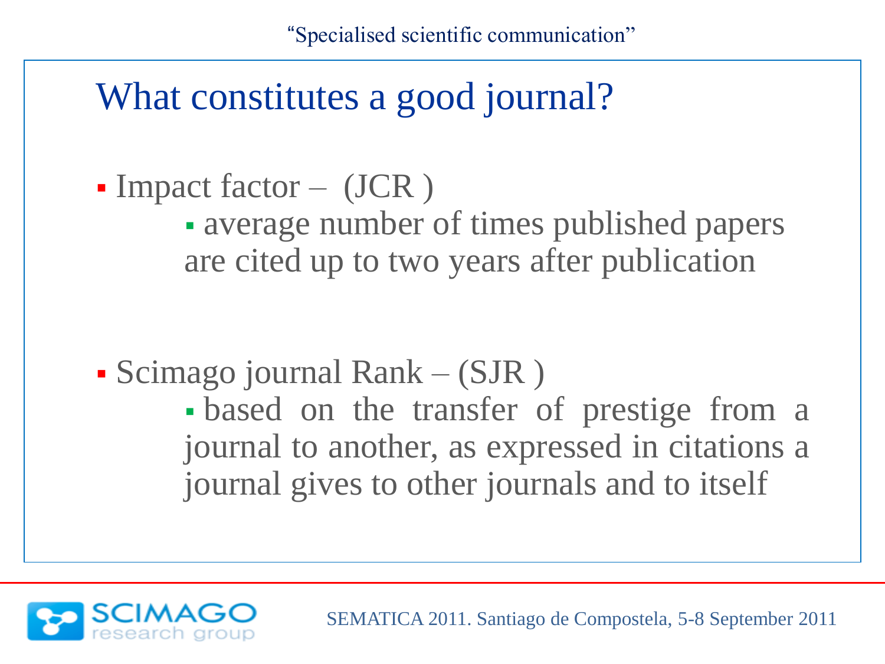# What constitutes a good journal?

- Impact factor – (JCR )
  - average number of times published papers are cited up to two years after publication

- Scimago journal Rank – (SJR )
  - based on the transfer of prestige from a journal to another, as expressed in citations a journal gives to other journals and to itself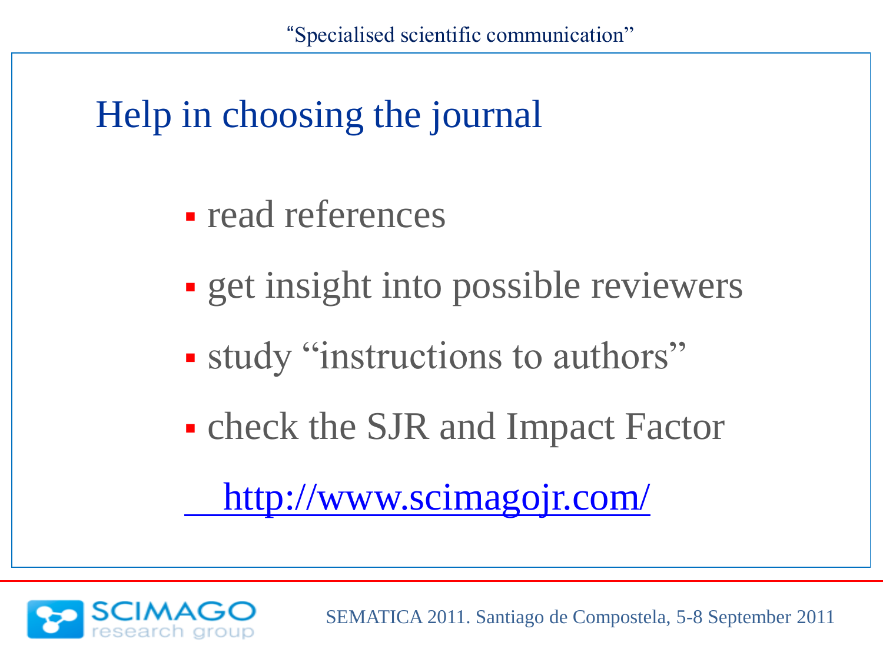# Help in choosing the journal

- read references
- get insight into possible reviewers
- study "instructions to authors"
- check the SJR and Impact Factor

http://www.scimagojr.com/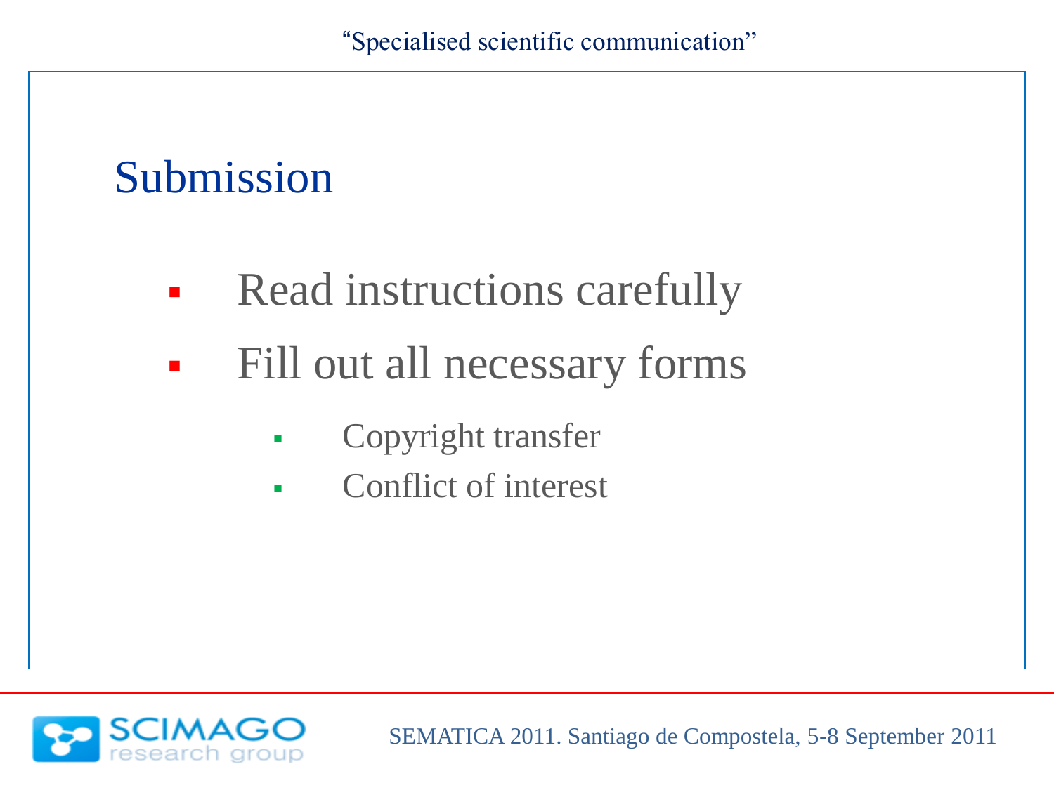## Submission

- Read instructions carefully
- Fill out all necessary forms
  - Copyright transfer
  - Conflict of interest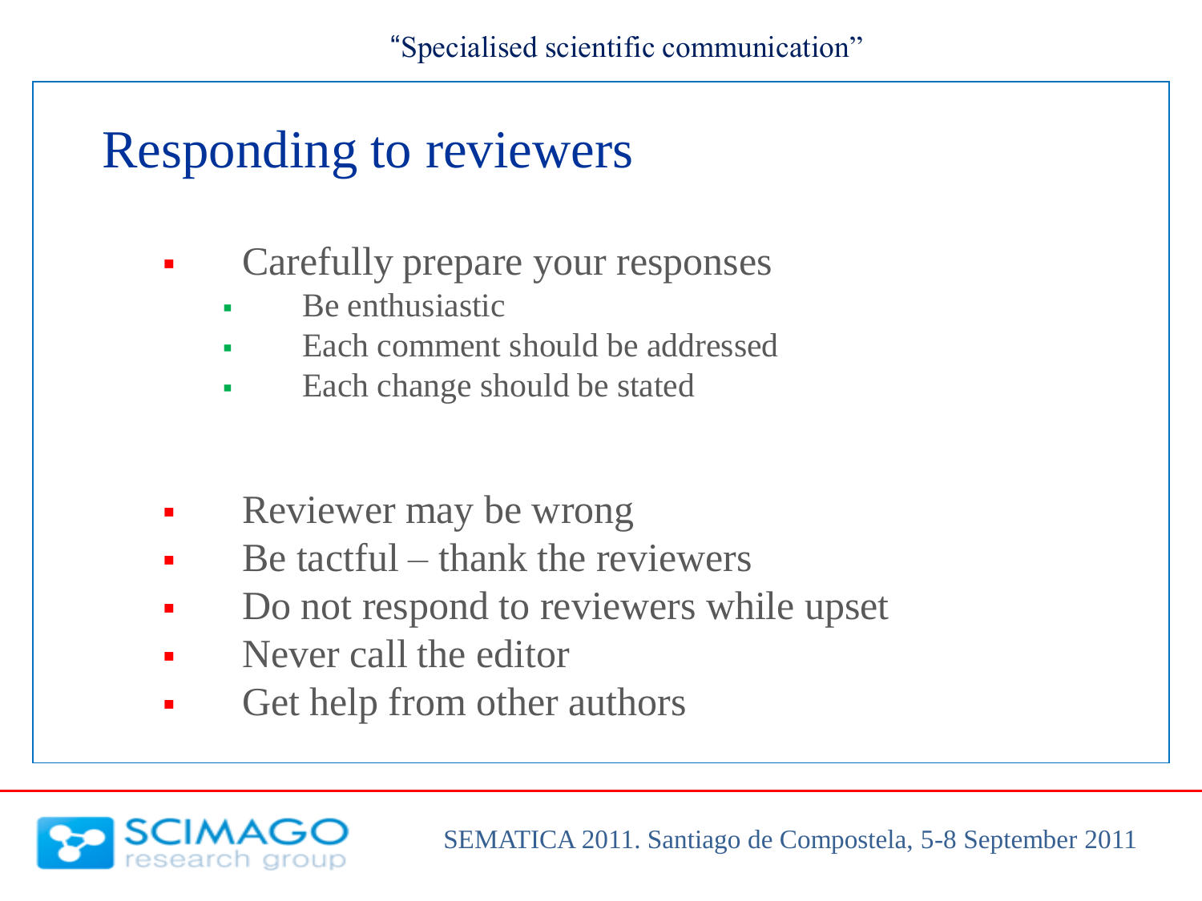# Responding to reviewers

- Carefully prepare your responses
  - Be enthusiastic
  - Each comment should be addressed
  - Each change should be stated

- Reviewer may be wrong
- Be tactful – thank the reviewers
- Do not respond to reviewers while upset
- Never call the editor
- Get help from other authors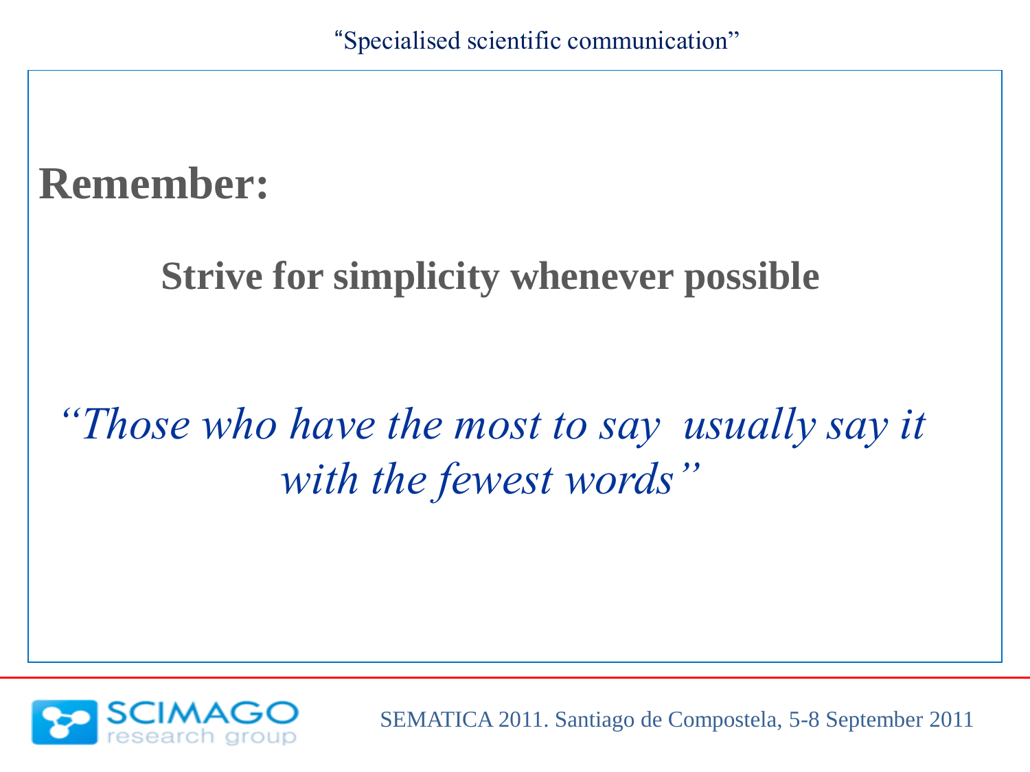**Remember:**

**Strive for simplicity whenever possible**

*"Those who have the most to say usually say it with the fewest words"*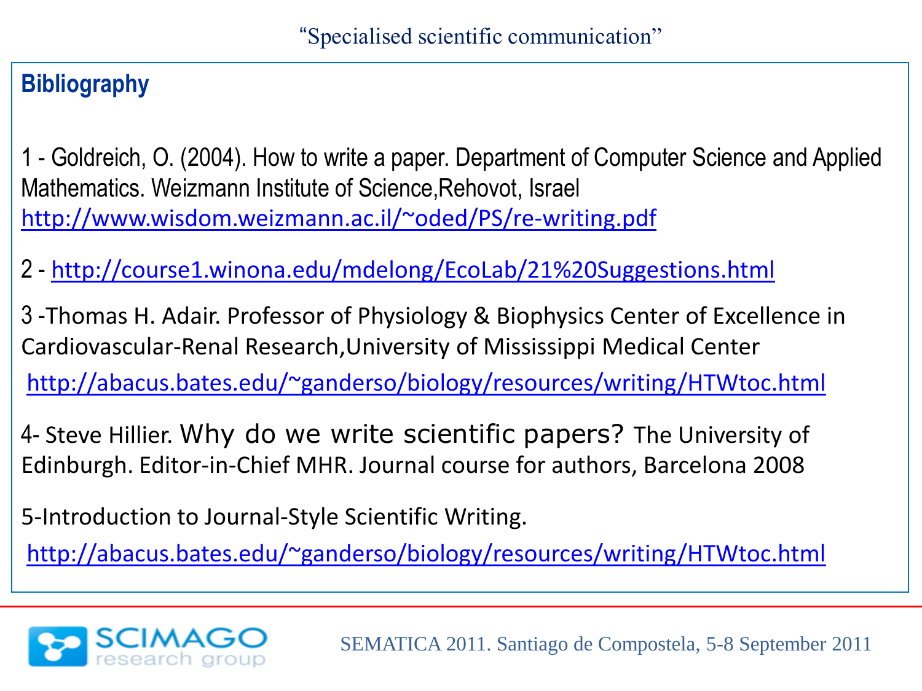## Bibliography

1 - Goldreich, O. (2004). How to write a paper. Department of Computer Science and Applied Mathematics. Weizmann Institute of Science,Rehovot, Israel
http://www.wisdom.weizmann.ac.il/~oded/PS/re-writing.pdf

2 - http://course1.winona.edu/mdelong/EcoLab/21%20Suggestions.html

3 -Thomas H. Adair. Professor of Physiology & Biophysics Center of Excellence in Cardiovascular-Renal Research,University of Mississippi Medical Center
http://abacus.bates.edu/~ganderso/biology/resources/writing/HTWtoc.html

4- Steve Hillier. Why do we write scientific papers? The University of Edinburgh. Editor-in-Chief MHR. Journal course for authors, Barcelona 2008

5-Introduction to Journal-Style Scientific Writing.
http://abacus.bates.edu/~ganderso/biology/resources/writing/HTWtoc.html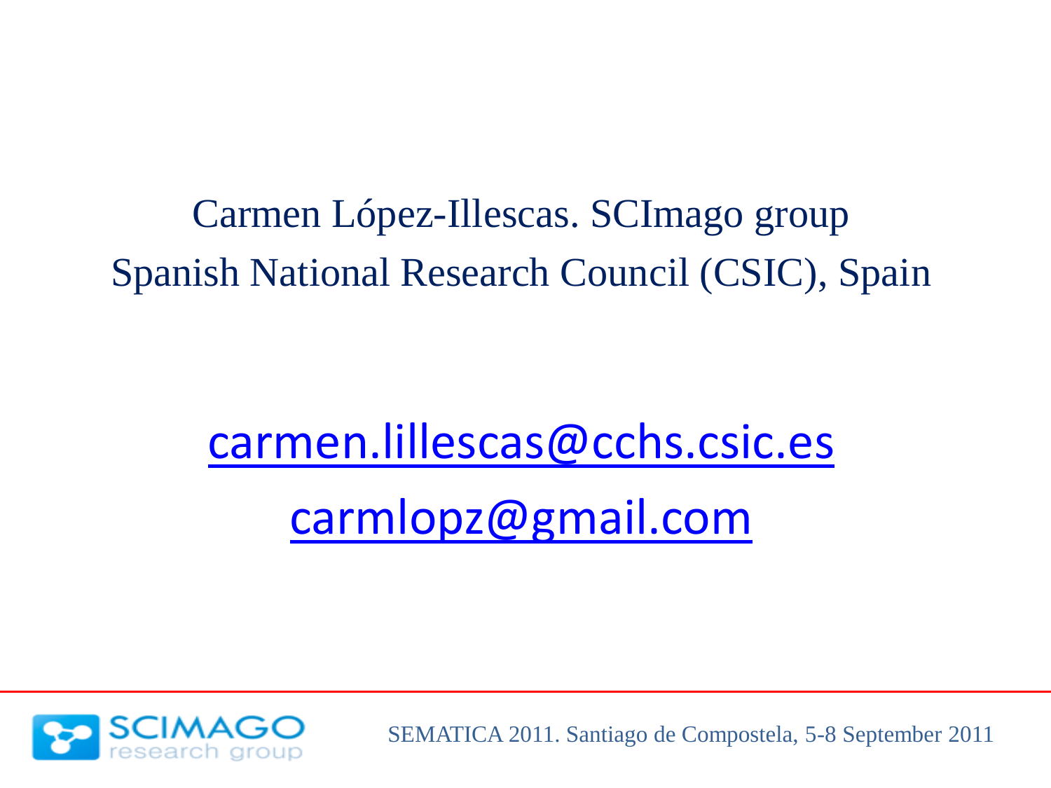Carmen López-Illescas. SCImago group
Spanish National Research Council (CSIC), Spain

carmen.lillescas@cchs.csic.es

carmlopz@gmail.com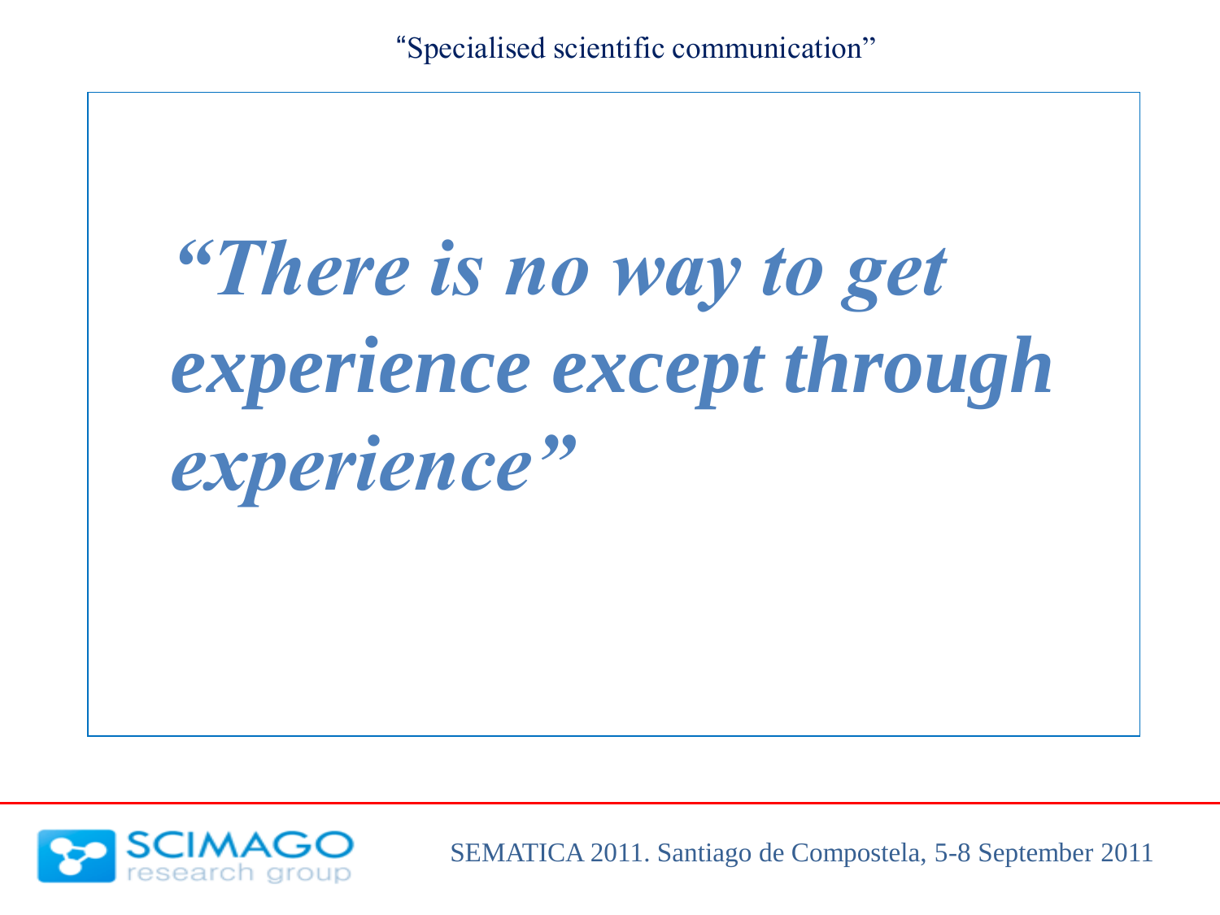*“There is no way to get experience except through experience”*